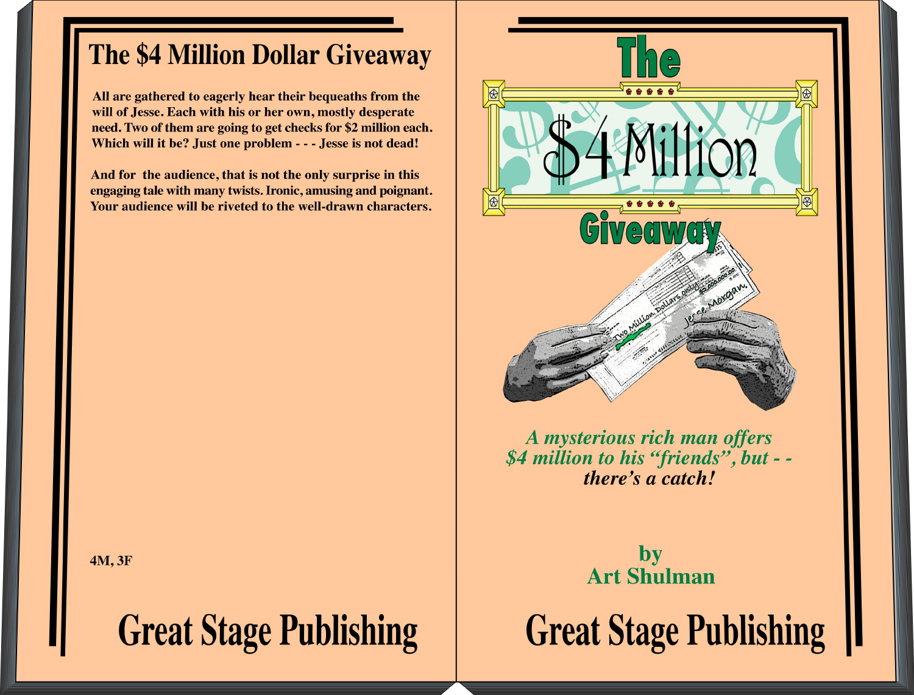# The $4 Million Dollar Giveaway

All are gathered to eagerly hear their bequeaths from the will of Jesse. Each with his or her own, mostly desperate need. Two of them are going to get checks for $2 million each. Which will it be? Just one problem - - - Jesse is not dead!

And for the audience, that is not the only surprise in this engaging tale with many twists. Ironic, amusing and poignant. Your audience will be riveted to the well-drawn characters.

4M, 3F

Great Stage Publishing

# The $4 Million Giveaway

*A mysterious rich man offers $4 million to his "friends", but - - there's a catch!*

by
Art Shulman

Great Stage Publishing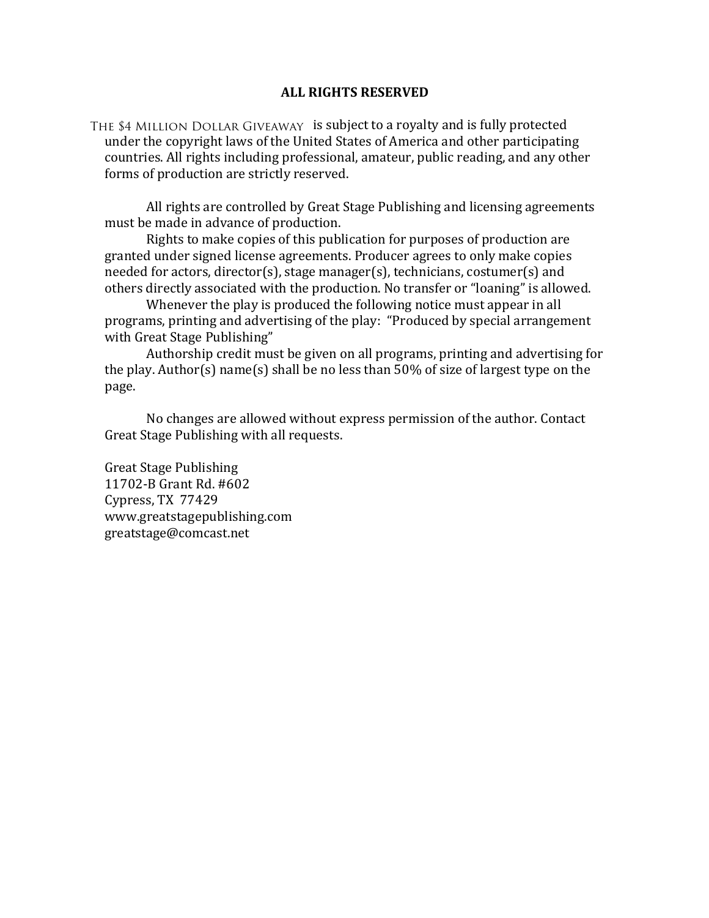**ALL RIGHTS RESERVED**

The $4 Million Dollar Giveaway is subject to a royalty and is fully protected under the copyright laws of the United States of America and other participating countries. All rights including professional, amateur, public reading, and any other forms of production are strictly reserved.

All rights are controlled by Great Stage Publishing and licensing agreements must be made in advance of production.

Rights to make copies of this publication for purposes of production are granted under signed license agreements. Producer agrees to only make copies needed for actors, director(s), stage manager(s), technicians, costumer(s) and others directly associated with the production. No transfer or "loaning" is allowed.

Whenever the play is produced the following notice must appear in all programs, printing and advertising of the play: "Produced by special arrangement with Great Stage Publishing"

Authorship credit must be given on all programs, printing and advertising for the play. Author(s) name(s) shall be no less than 50% of size of largest type on the page.

No changes are allowed without express permission of the author. Contact Great Stage Publishing with all requests.

Great Stage Publishing
11702-B Grant Rd. #602
Cypress, TX 77429
www.greatstagepublishing.com
greatstage@comcast.net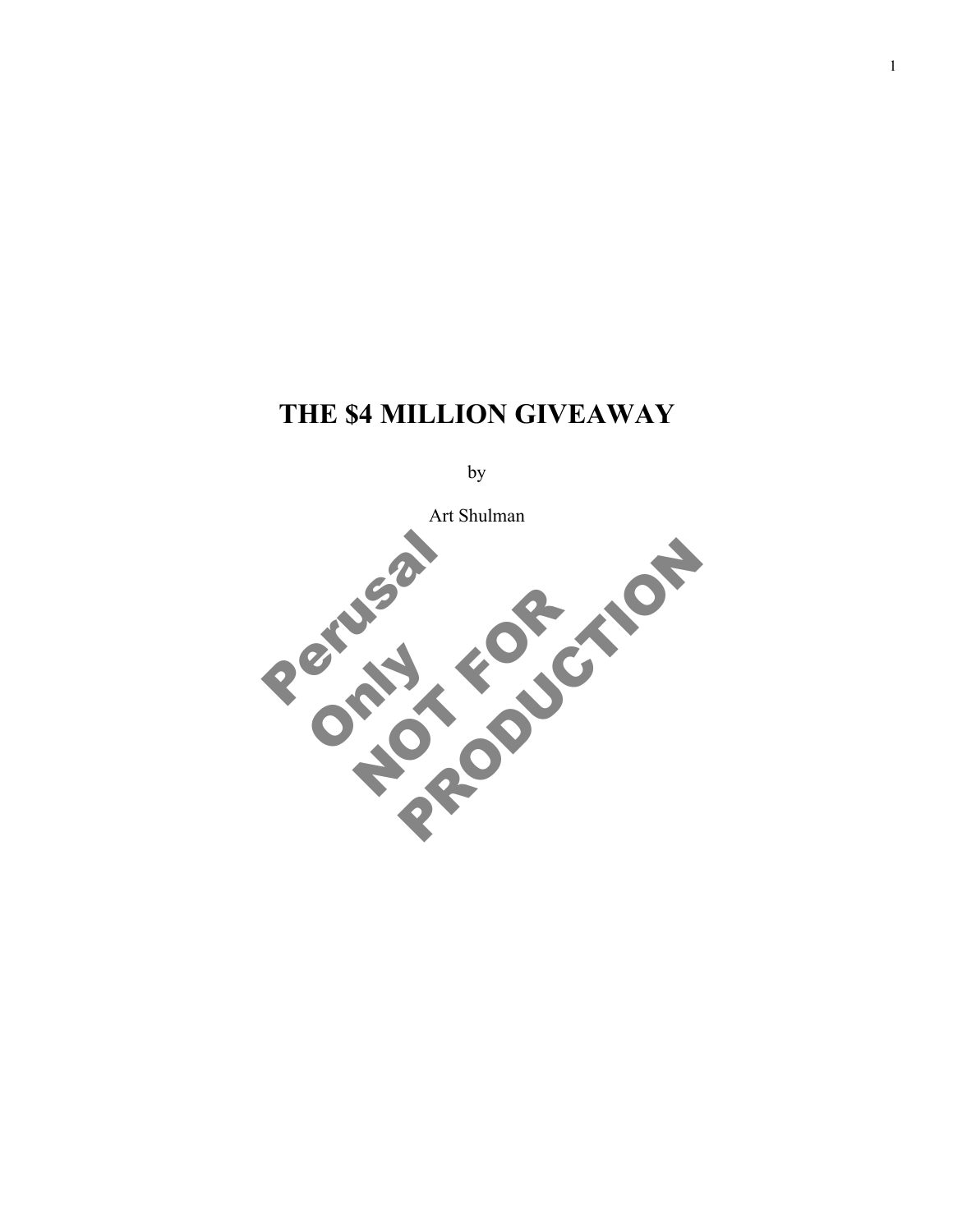# THE $4 MILLION GIVEAWAY

by

Art Shulman

Perusal Only NOT FOR PRODUCTION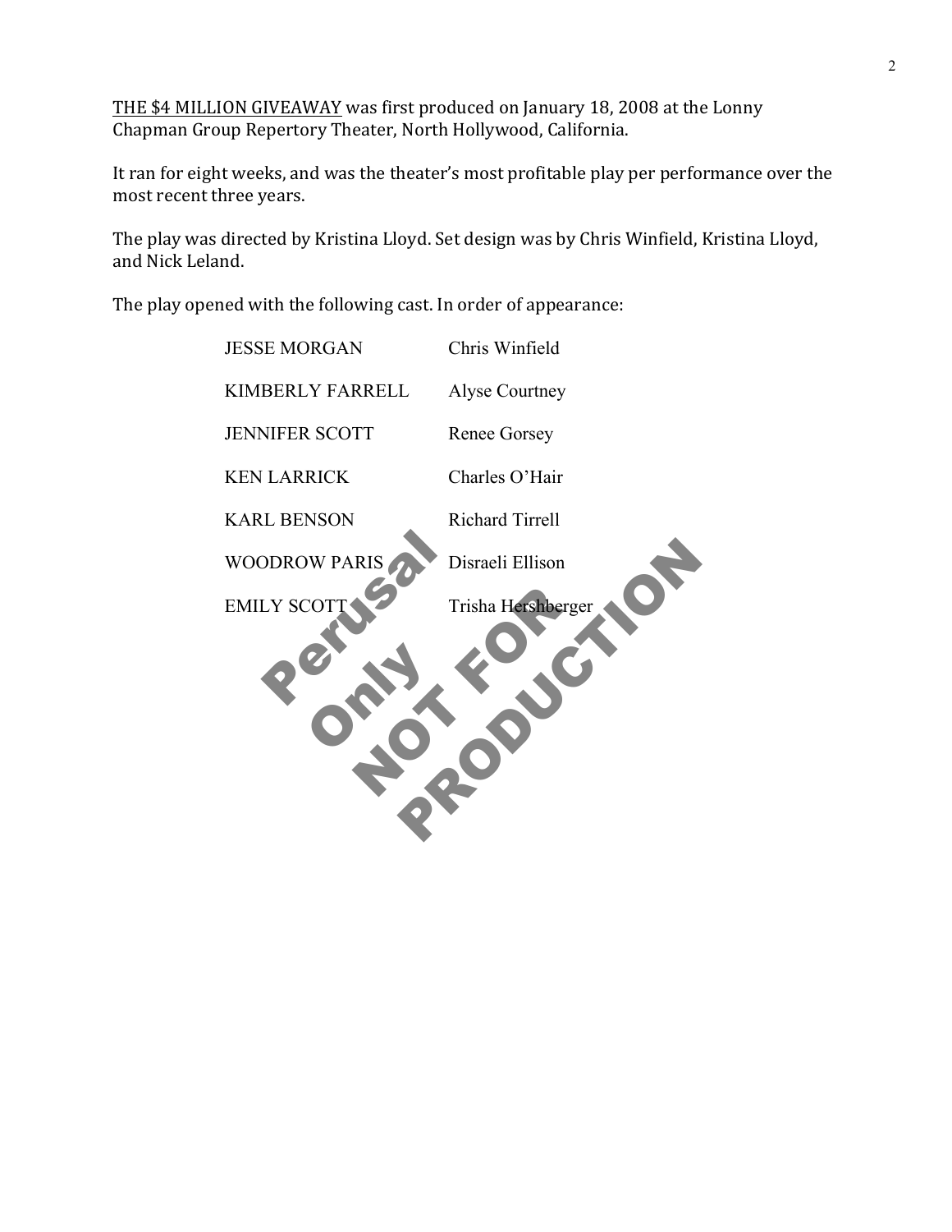<u>THE $4 MILLION GIVEAWAY</u> was first produced on January 18, 2008 at the Lonny Chapman Group Repertory Theater, North Hollywood, California.

It ran for eight weeks, and was the theater's most profitable play per performance over the most recent three years.

The play was directed by Kristina Lloyd. Set design was by Chris Winfield, Kristina Lloyd, and Nick Leland.

The play opened with the following cast. In order of appearance:

| | |
|---|---|
| JESSE MORGAN | Chris Winfield |
| KIMBERLY FARRELL | Alyse Courtney |
| JENNIFER SCOTT | Renee Gorsey |
| KEN LARRICK | Charles O'Hair |
| KARL BENSON | Richard Tirrell |
| WOODROW PARIS | Disraeli Ellison |
| EMILY SCOTT | Trisha Hershberger |

Perusal Only NOT FOR PRODUCTION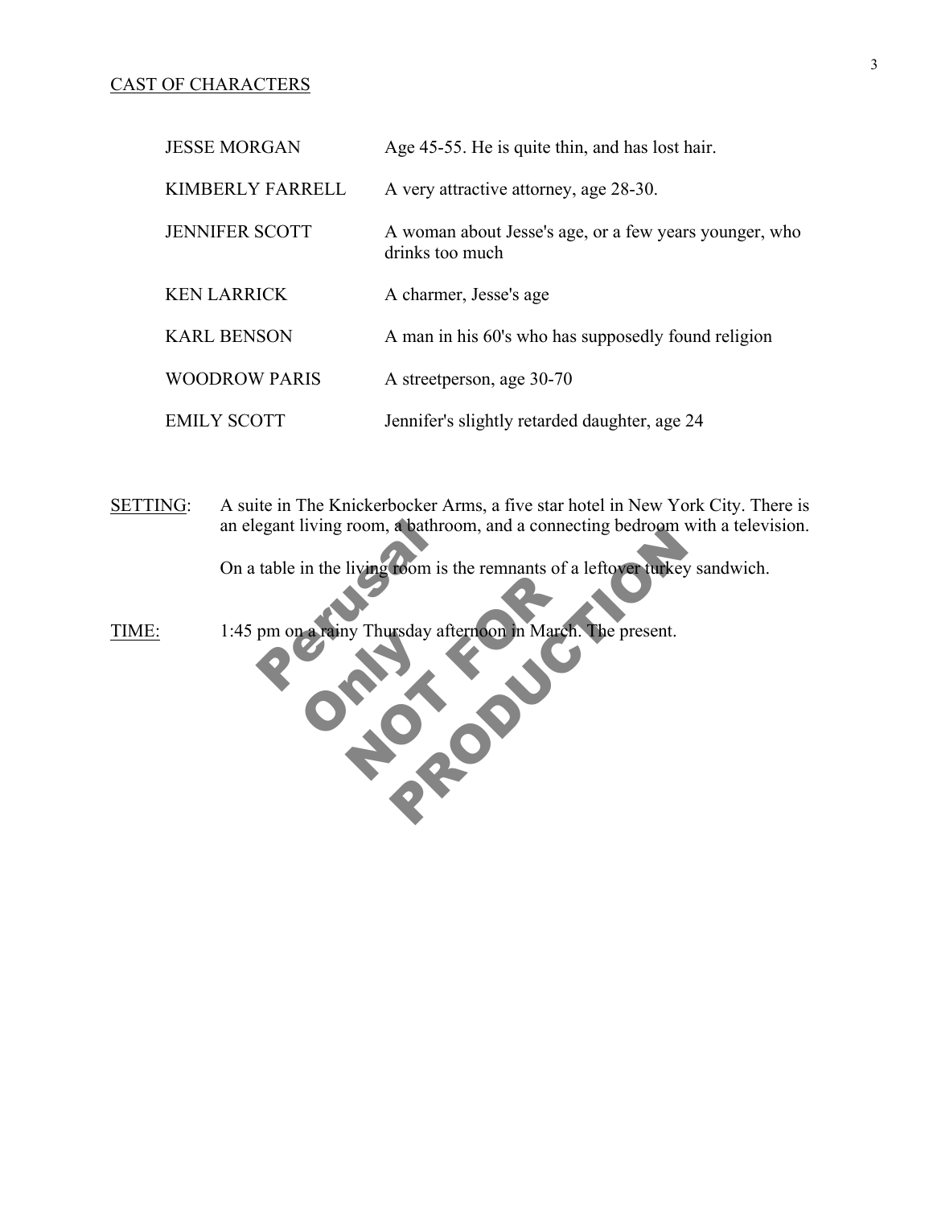## CAST OF CHARACTERS

| | |
|---|---|
| JESSE MORGAN | Age 45-55. He is quite thin, and has lost hair. |
| KIMBERLY FARRELL | A very attractive attorney, age 28-30. |
| JENNIFER SCOTT | A woman about Jesse's age, or a few years younger, who drinks too much |
| KEN LARRICK | A charmer, Jesse's age |
| KARL BENSON | A man in his 60's who has supposedly found religion |
| WOODROW PARIS | A streetperson, age 30-70 |
| EMILY SCOTT | Jennifer's slightly retarded daughter, age 24 |

SETTING: A suite in The Knickerbocker Arms, a five star hotel in New York City. There is an elegant living room, a bathroom, and a connecting bedroom with a television.

On a table in the living room is the remnants of a leftover turkey sandwich.

TIME: 1:45 pm on a rainy Thursday afternoon in March. The present.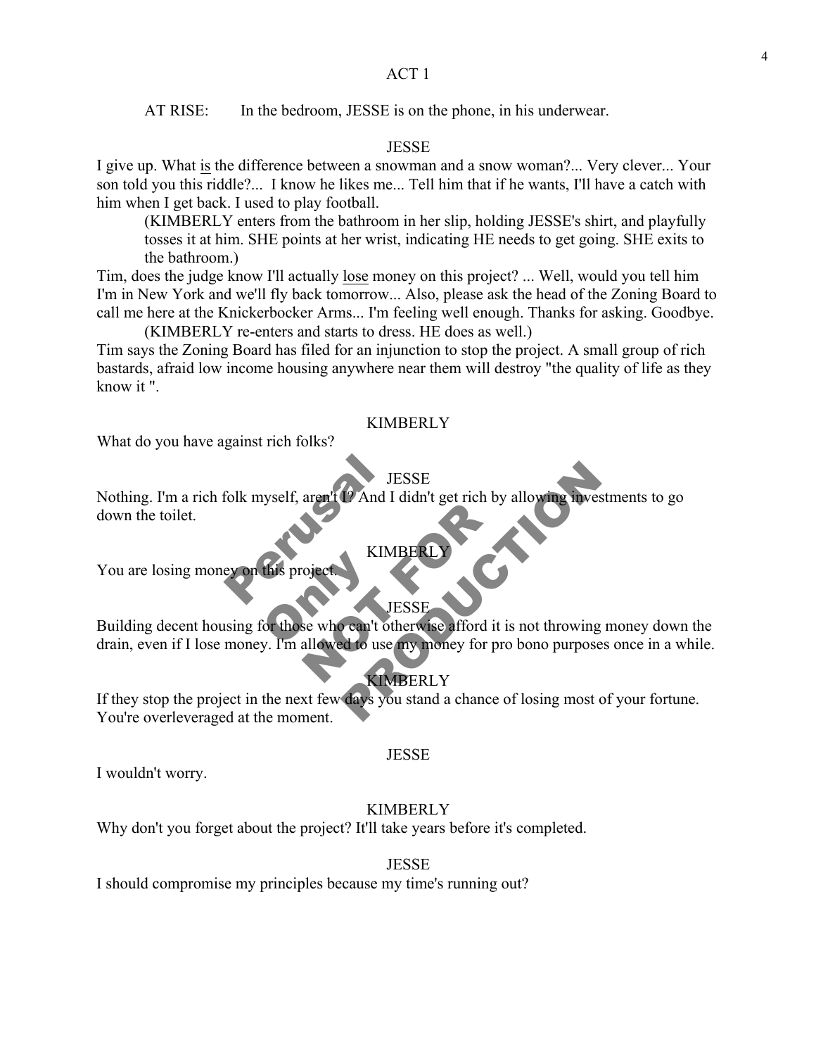## ACT 1

AT RISE: In the bedroom, JESSE is on the phone, in his underwear.

JESSE

I give up. What <u>is</u> the difference between a snowman and a snow woman?... Very clever... Your son told you this riddle?... I know he likes me... Tell him that if he wants, I'll have a catch with him when I get back. I used to play football.

(KIMBERLY enters from the bathroom in her slip, holding JESSE's shirt, and playfully tosses it at him. SHE points at her wrist, indicating HE needs to get going. SHE exits to the bathroom.)

Tim, does the judge know I'll actually <u>lose</u> money on this project? ... Well, would you tell him I'm in New York and we'll fly back tomorrow... Also, please ask the head of the Zoning Board to call me here at the Knickerbocker Arms... I'm feeling well enough. Thanks for asking. Goodbye.

(KIMBERLY re-enters and starts to dress. HE does as well.)

Tim says the Zoning Board has filed for an injunction to stop the project. A small group of rich bastards, afraid low income housing anywhere near them will destroy "the quality of life as they know it ".

KIMBERLY

What do you have against rich folks?

JESSE

Nothing. I'm a rich folk myself, aren't I? And I didn't get rich by allowing investments to go down the toilet.

KIMBERLY

You are losing money on this project.

JESSE

Building decent housing for those who can't otherwise afford it is not throwing money down the drain, even if I lose money. I'm allowed to use my money for pro bono purposes once in a while.

KIMBERLY

If they stop the project in the next few days you stand a chance of losing most of your fortune. You're overleveraged at the moment.

JESSE

I wouldn't worry.

KIMBERLY

Why don't you forget about the project? It'll take years before it's completed.

JESSE

I should compromise my principles because my time's running out?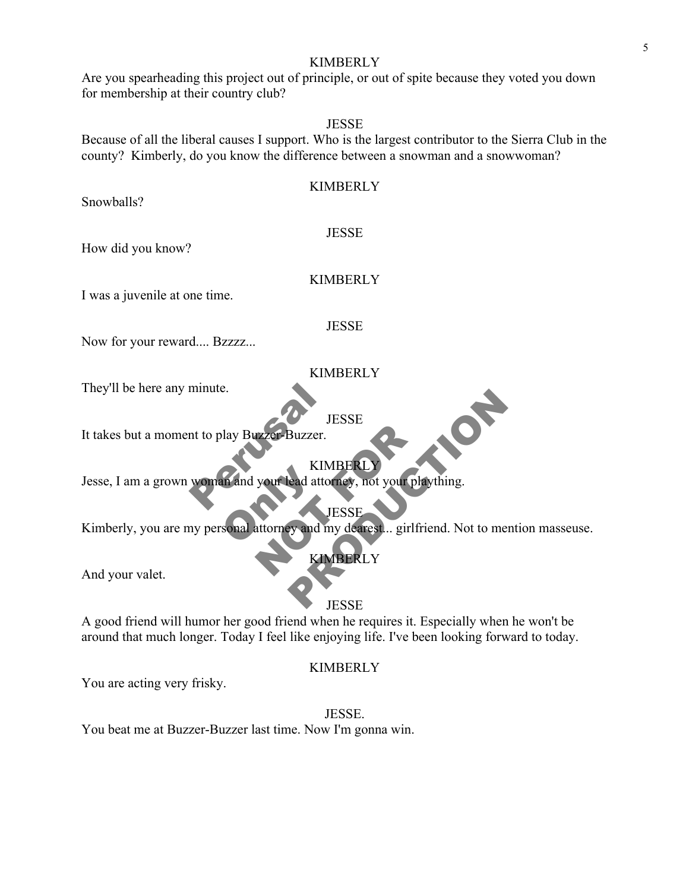KIMBERLY

Are you spearheading this project out of principle, or out of spite because they voted you down for membership at their country club?

JESSE

Because of all the liberal causes I support. Who is the largest contributor to the Sierra Club in the county? Kimberly, do you know the difference between a snowman and a snowwoman?

KIMBERLY

Snowballs?

JESSE

How did you know?

KIMBERLY

I was a juvenile at one time.

JESSE

Now for your reward.... Bzzzz...

KIMBERLY

They'll be here any minute.

JESSE

It takes but a moment to play Buzzer-Buzzer.

KIMBERLY

Jesse, I am a grown woman and your lead attorney, not your plaything.

JESSE

Kimberly, you are my personal attorney and my dearest... girlfriend. Not to mention masseuse.

KIMBERLY

And your valet.

JESSE

A good friend will humor her good friend when he requires it. Especially when he won't be around that much longer. Today I feel like enjoying life. I've been looking forward to today.

KIMBERLY

You are acting very frisky.

JESSE.

You beat me at Buzzer-Buzzer last time. Now I'm gonna win.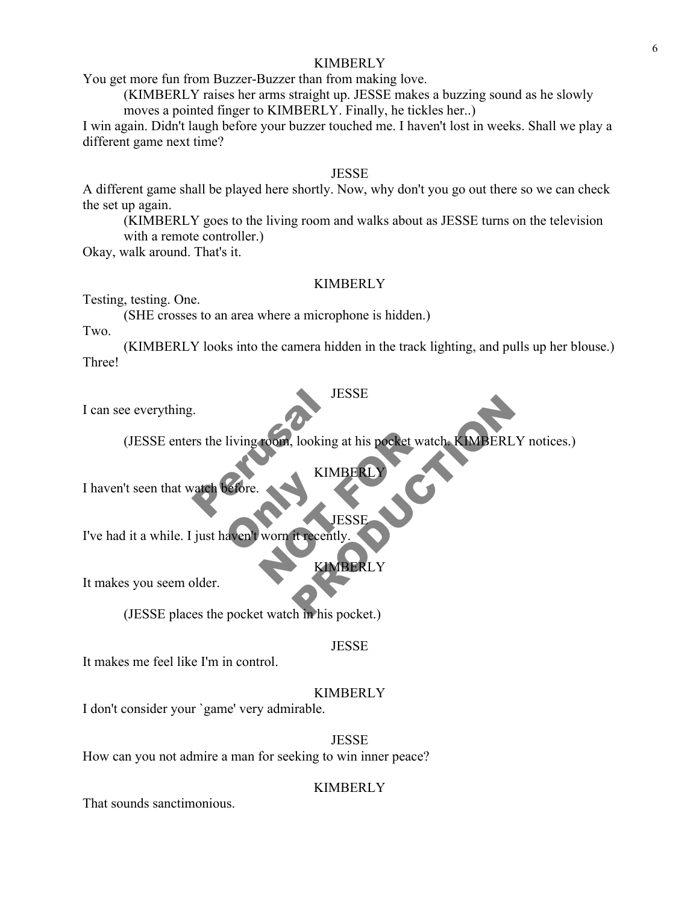KIMBERLY

You get more fun from Buzzer-Buzzer than from making love.

(KIMBERLY raises her arms straight up. JESSE makes a buzzing sound as he slowly moves a pointed finger to KIMBERLY. Finally, he tickles her..)

I win again. Didn't laugh before your buzzer touched me. I haven't lost in weeks. Shall we play a different game next time?

JESSE

A different game shall be played here shortly. Now, why don't you go out there so we can check the set up again.

(KIMBERLY goes to the living room and walks about as JESSE turns on the television with a remote controller.)

Okay, walk around. That's it.

KIMBERLY

Testing, testing. One.

(SHE crosses to an area where a microphone is hidden.)

Two.

(KIMBERLY looks into the camera hidden in the track lighting, and pulls up her blouse.)

Three!

JESSE

I can see everything.

(JESSE enters the living room, looking at his pocket watch. KIMBERLY notices.)

KIMBERLY

I haven't seen that watch before.

JESSE

I've had it a while. I just haven't worn it recently.

KIMBERLY

It makes you seem older.

(JESSE places the pocket watch in his pocket.)

JESSE

It makes me feel like I'm in control.

KIMBERLY

I don't consider your `game' very admirable.

JESSE

How can you not admire a man for seeking to win inner peace?

KIMBERLY

That sounds sanctimonious.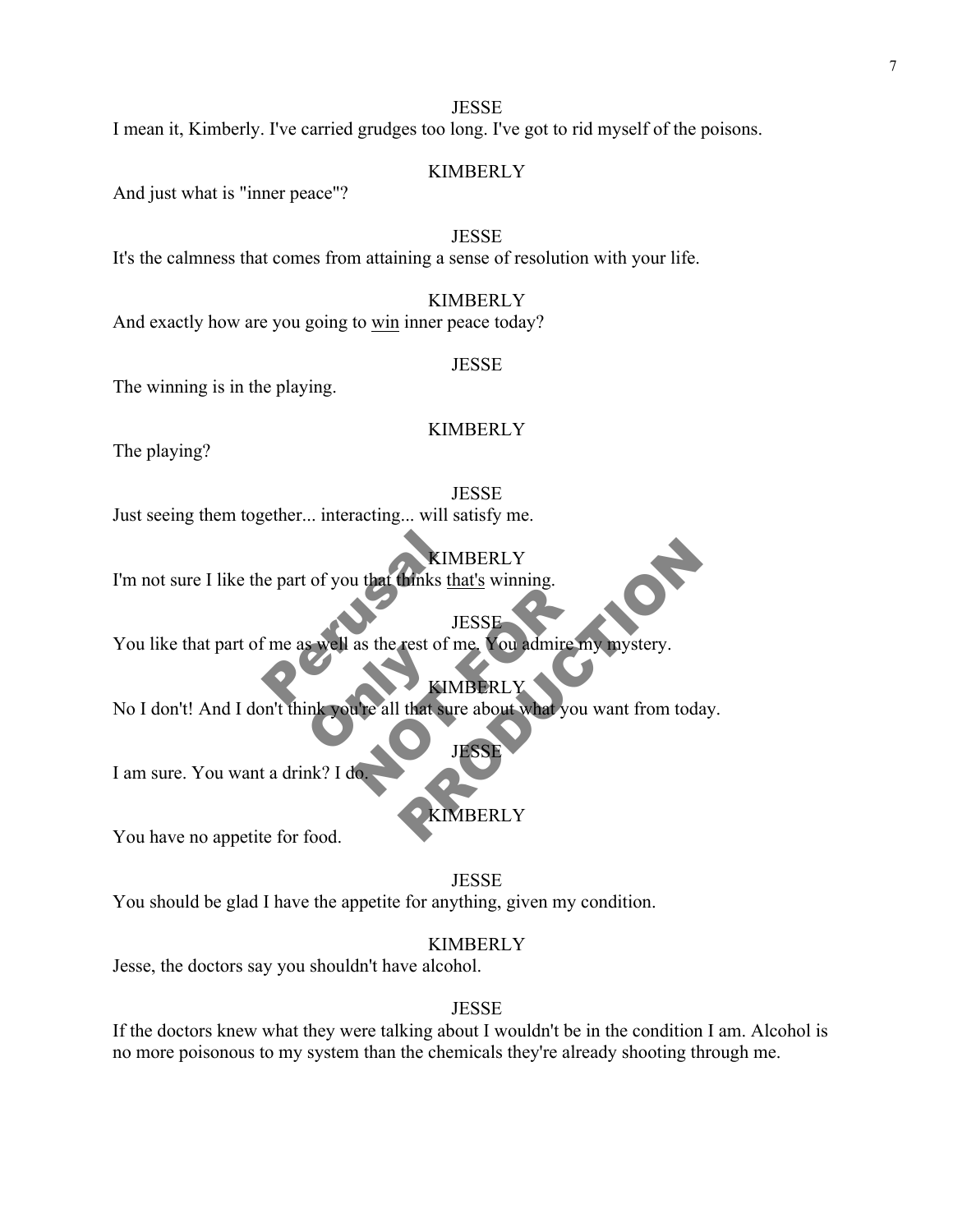JESSE

I mean it, Kimberly. I've carried grudges too long. I've got to rid myself of the poisons.

KIMBERLY

And just what is "inner peace"?

JESSE

It's the calmness that comes from attaining a sense of resolution with your life.

KIMBERLY

And exactly how are you going to <u>win</u> inner peace today?

JESSE

The winning is in the playing.

KIMBERLY

The playing?

JESSE

Just seeing them together... interacting... will satisfy me.

KIMBERLY

I'm not sure I like the part of you that thinks <u>that's</u> winning.

JESSE

You like that part of me as well as the rest of me. You admire my mystery.

KIMBERLY

No I don't! And I don't think you're all that sure about what you want from today.

JESSE

I am sure. You want a drink? I do.

KIMBERLY

You have no appetite for food.

JESSE

You should be glad I have the appetite for anything, given my condition.

KIMBERLY

Jesse, the doctors say you shouldn't have alcohol.

JESSE

If the doctors knew what they were talking about I wouldn't be in the condition I am. Alcohol is no more poisonous to my system than the chemicals they're already shooting through me.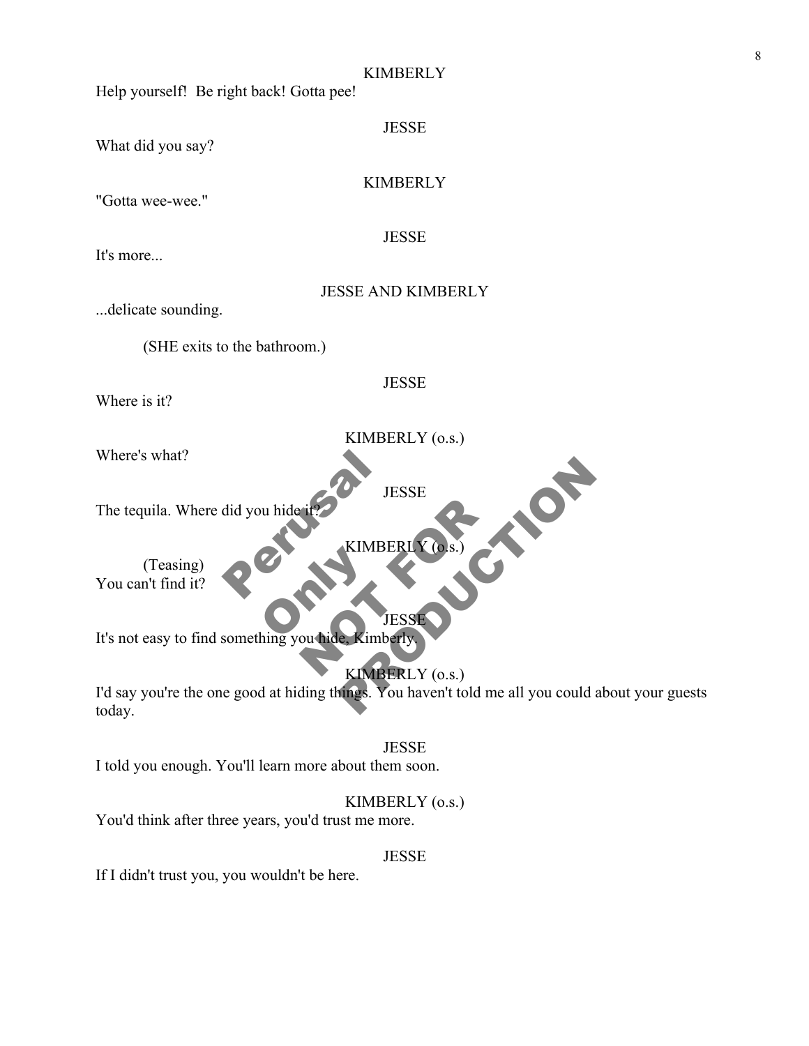KIMBERLY

Help yourself!  Be right back! Gotta pee!

JESSE

What did you say?

KIMBERLY

"Gotta wee-wee."

JESSE

It's more...

JESSE AND KIMBERLY

...delicate sounding.

(SHE exits to the bathroom.)

JESSE

Where is it?

KIMBERLY (o.s.)

Where's what?

JESSE

The tequila. Where did you hide it?

KIMBERLY (o.s.)

(Teasing)
You can't find it?

JESSE

It's not easy to find something you hide, Kimberly.

KIMBERLY (o.s.)

I'd say you're the one good at hiding things. You haven't told me all you could about your guests today.

JESSE

I told you enough. You'll learn more about them soon.

KIMBERLY (o.s.)

You'd think after three years, you'd trust me more.

JESSE

If I didn't trust you, you wouldn't be here.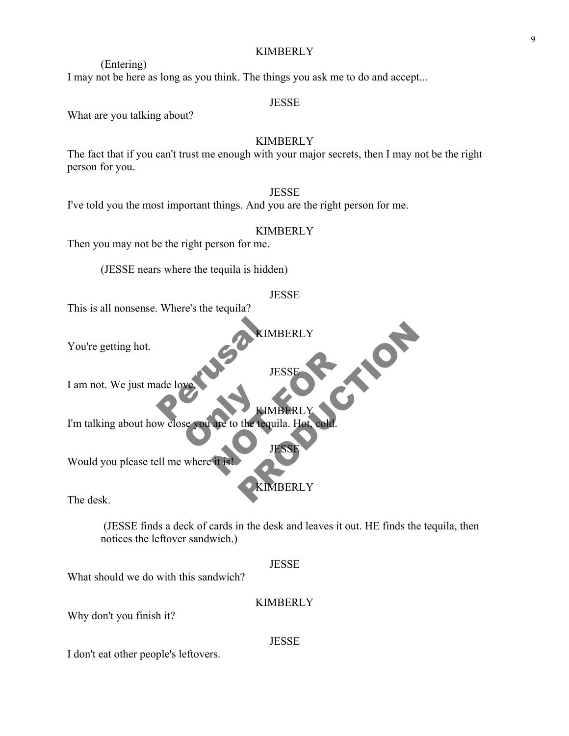KIMBERLY

(Entering)

I may not be here as long as you think. The things you ask me to do and accept...

JESSE

What are you talking about?

KIMBERLY

The fact that if you can't trust me enough with your major secrets, then I may not be the right person for you.

JESSE

I've told you the most important things. And you are the right person for me.

KIMBERLY

Then you may not be the right person for me.

(JESSE nears where the tequila is hidden)

JESSE

This is all nonsense. Where's the tequila?

KIMBERLY

You're getting hot.

JESSE

I am not. We just made love.

KIMBERLY

I'm talking about how close you are to the tequila. Hot, cold.

JESSE

Would you please tell me where it is!

KIMBERLY

The desk.

(JESSE finds a deck of cards in the desk and leaves it out. HE finds the tequila, then notices the leftover sandwich.)

JESSE

What should we do with this sandwich?

KIMBERLY

Why don't you finish it?

JESSE

I don't eat other people's leftovers.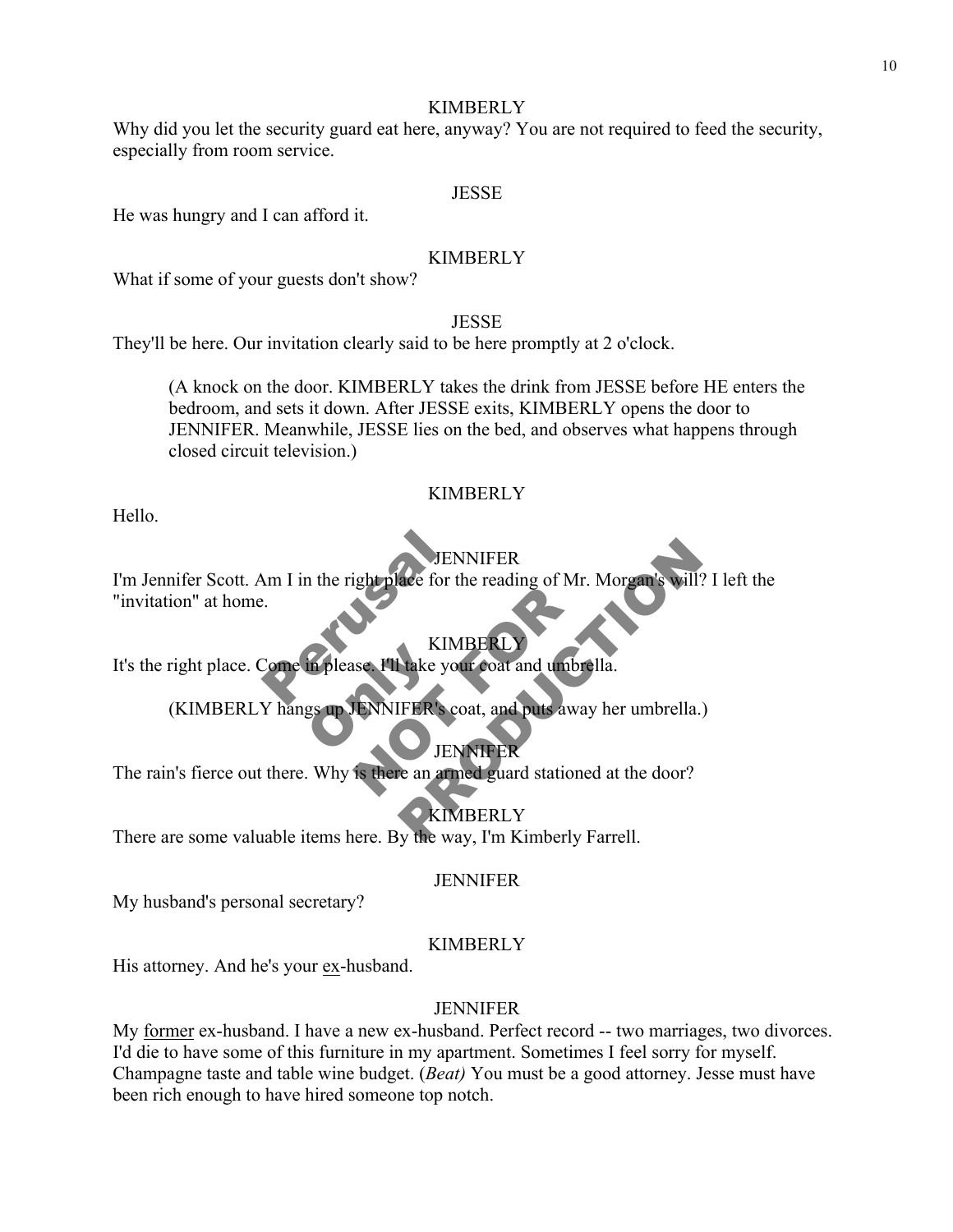KIMBERLY

Why did you let the security guard eat here, anyway? You are not required to feed the security, especially from room service.

JESSE

He was hungry and I can afford it.

KIMBERLY

What if some of your guests don't show?

JESSE

They'll be here. Our invitation clearly said to be here promptly at 2 o'clock.

> (A knock on the door. KIMBERLY takes the drink from JESSE before HE enters the bedroom, and sets it down. After JESSE exits, KIMBERLY opens the door to JENNIFER. Meanwhile, JESSE lies on the bed, and observes what happens through closed circuit television.)

KIMBERLY

Hello.

JENNIFER

I'm Jennifer Scott. Am I in the right place for the reading of Mr. Morgan's will? I left the "invitation" at home.

KIMBERLY

It's the right place. Come in please. I'll take your coat and umbrella.

> (KIMBERLY hangs up JENNIFER's coat, and puts away her umbrella.)

JENNIFER

The rain's fierce out there. Why is there an armed guard stationed at the door?

KIMBERLY

There are some valuable items here. By the way, I'm Kimberly Farrell.

JENNIFER

My husband's personal secretary?

KIMBERLY

His attorney. And he's your <u>ex</u>-husband.

JENNIFER

My <u>former</u> ex-husband. I have a new ex-husband. Perfect record -- two marriages, two divorces. I'd die to have some of this furniture in my apartment. Sometimes I feel sorry for myself. Champagne taste and table wine budget. (*Beat)* You must be a good attorney. Jesse must have been rich enough to have hired someone top notch.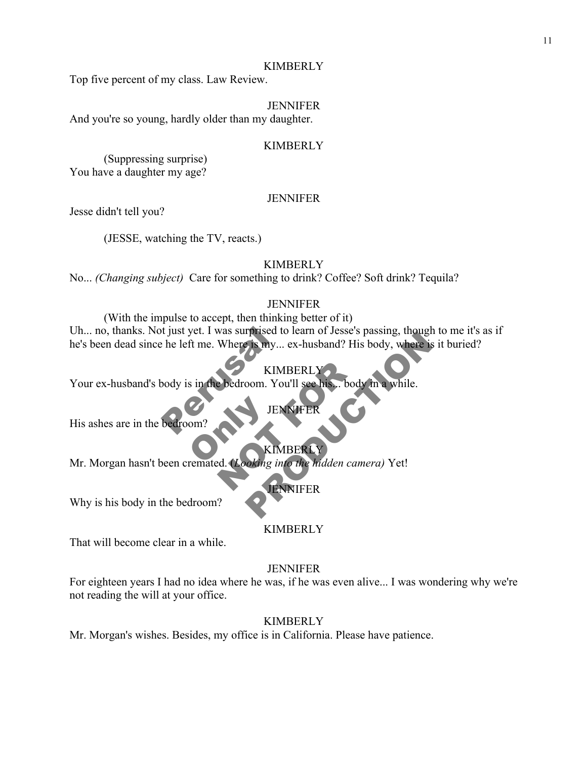KIMBERLY

Top five percent of my class. Law Review.

JENNIFER

And you're so young, hardly older than my daughter.

KIMBERLY

(Suppressing surprise)

You have a daughter my age?

JENNIFER

Jesse didn't tell you?

(JESSE, watching the TV, reacts.)

KIMBERLY

No... *(Changing subject)* Care for something to drink? Coffee? Soft drink? Tequila?

JENNIFER

(With the impulse to accept, then thinking better of it)

Uh... no, thanks. Not just yet. I was surprised to learn of Jesse's passing, though to me it's as if he's been dead since he left me. Where is my... ex-husband? His body, where is it buried?

KIMBERLY

Your ex-husband's body is in the bedroom. You'll see his... body in a while.

JENNIFER

His ashes are in the bedroom?

KIMBERLY

Mr. Morgan hasn't been cremated. (*Looking into the hidden camera)* Yet!

JENNIFER

Why is his body in the bedroom?

KIMBERLY

That will become clear in a while.

JENNIFER

For eighteen years I had no idea where he was, if he was even alive... I was wondering why we're not reading the will at your office.

KIMBERLY

Mr. Morgan's wishes. Besides, my office is in California. Please have patience.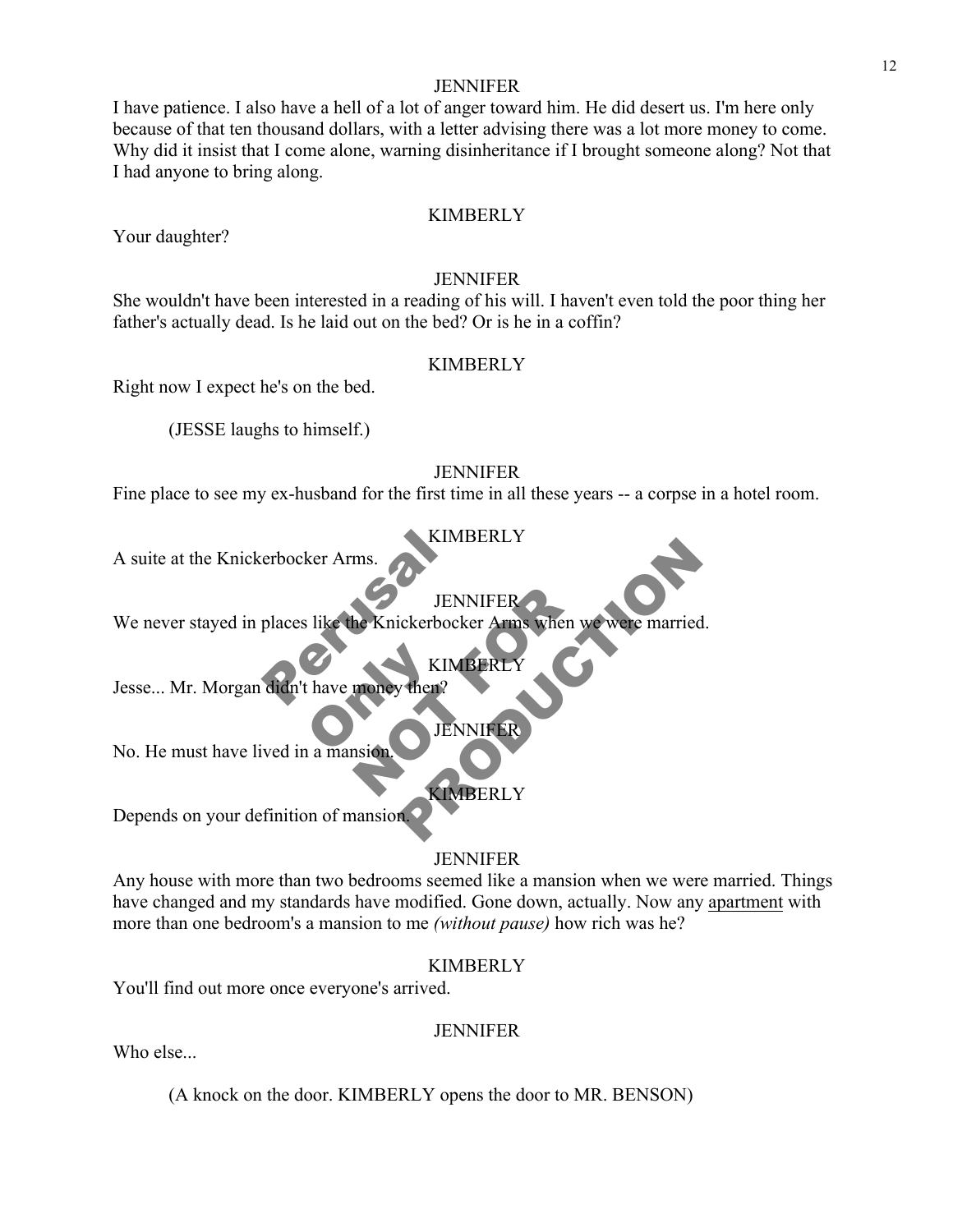JENNIFER

I have patience. I also have a hell of a lot of anger toward him. He did desert us. I'm here only because of that ten thousand dollars, with a letter advising there was a lot more money to come. Why did it insist that I come alone, warning disinheritance if I brought someone along? Not that I had anyone to bring along.

KIMBERLY

Your daughter?

JENNIFER

She wouldn't have been interested in a reading of his will. I haven't even told the poor thing her father's actually dead. Is he laid out on the bed? Or is he in a coffin?

KIMBERLY

Right now I expect he's on the bed.

(JESSE laughs to himself.)

JENNIFER

Fine place to see my ex-husband for the first time in all these years -- a corpse in a hotel room.

KIMBERLY

A suite at the Knickerbocker Arms.

JENNIFER

We never stayed in places like the Knickerbocker Arms when we were married.

KIMBERLY

Jesse... Mr. Morgan didn't have money then?

JENNIFER

No. He must have lived in a mansion.

KIMBERLY

Depends on your definition of mansion.

JENNIFER

Any house with more than two bedrooms seemed like a mansion when we were married. Things have changed and my standards have modified. Gone down, actually. Now any apartment with more than one bedroom's a mansion to me *(without pause)* how rich was he?

KIMBERLY

You'll find out more once everyone's arrived.

JENNIFER

Who else...

(A knock on the door. KIMBERLY opens the door to MR. BENSON)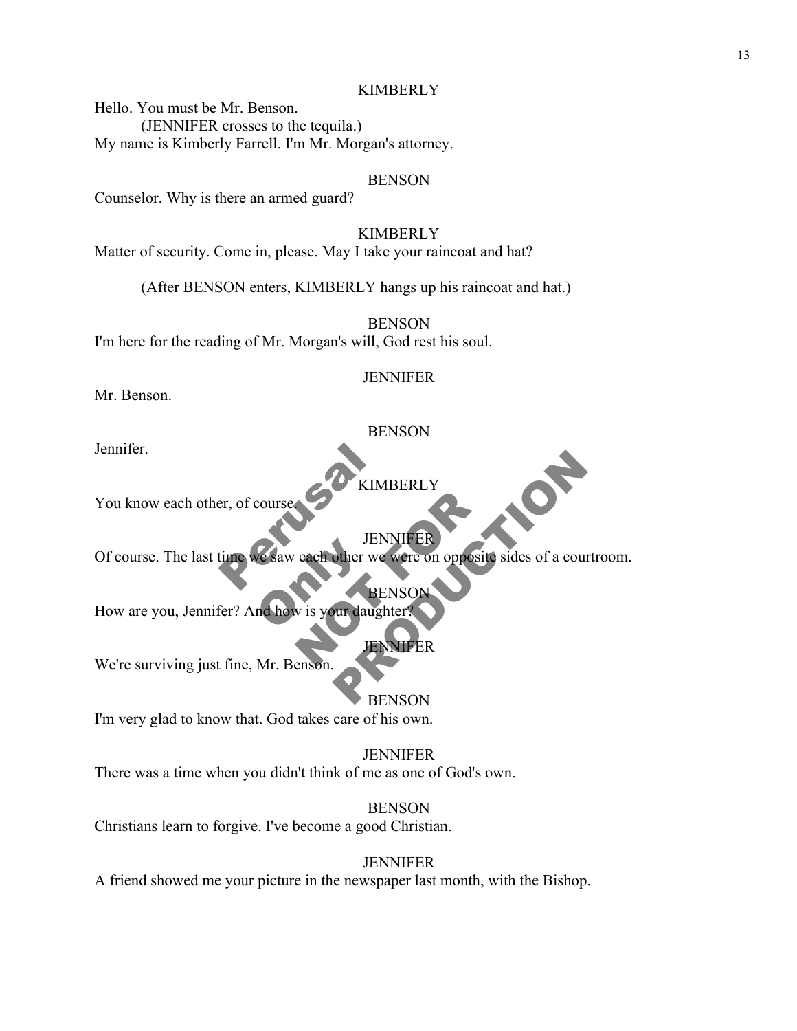KIMBERLY

Hello. You must be Mr. Benson.

(JENNIFER crosses to the tequila.)

My name is Kimberly Farrell. I'm Mr. Morgan's attorney.

BENSON

Counselor. Why is there an armed guard?

KIMBERLY

Matter of security. Come in, please. May I take your raincoat and hat?

(After BENSON enters, KIMBERLY hangs up his raincoat and hat.)

BENSON

I'm here for the reading of Mr. Morgan's will, God rest his soul.

JENNIFER

Mr. Benson.

BENSON

Jennifer.

KIMBERLY

You know each other, of course.

JENNIFER

Of course. The last time we saw each other we were on opposite sides of a courtroom.

BENSON

How are you, Jennifer? And how is your daughter?

JENNIFER

We're surviving just fine, Mr. Benson.

BENSON

I'm very glad to know that. God takes care of his own.

JENNIFER

There was a time when you didn't think of me as one of God's own.

BENSON

Christians learn to forgive. I've become a good Christian.

JENNIFER

A friend showed me your picture in the newspaper last month, with the Bishop.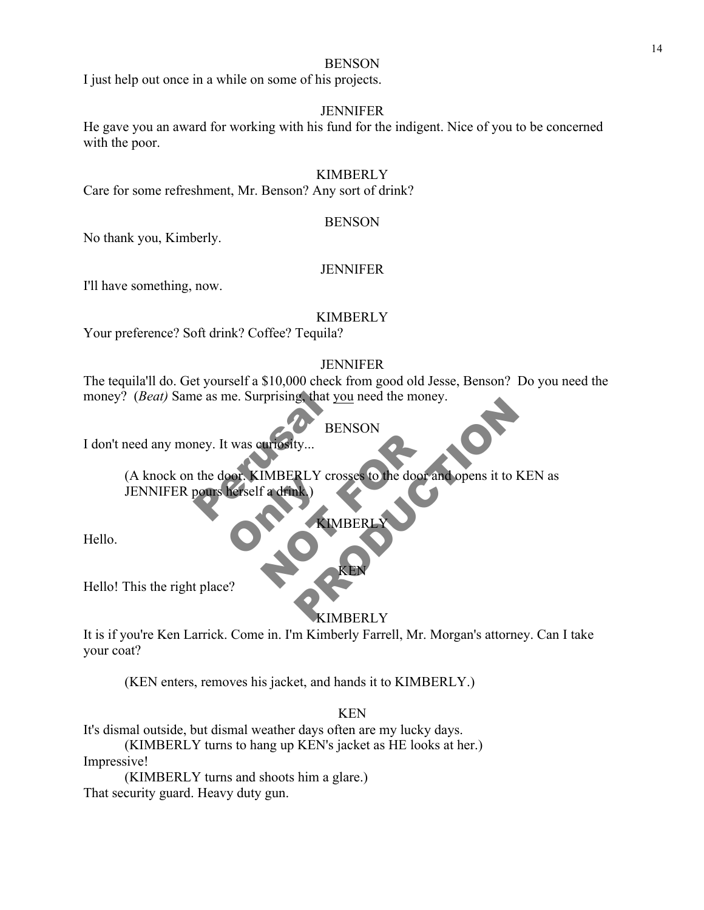BENSON

I just help out once in a while on some of his projects.

JENNIFER

He gave you an award for working with his fund for the indigent. Nice of you to be concerned with the poor.

KIMBERLY

Care for some refreshment, Mr. Benson? Any sort of drink?

BENSON

No thank you, Kimberly.

JENNIFER

I'll have something, now.

KIMBERLY

Your preference? Soft drink? Coffee? Tequila?

JENNIFER

The tequila'll do. Get yourself a $10,000 check from good old Jesse, Benson? Do you need the money? (*Beat)* Same as me. Surprising, that you need the money.

BENSON

I don't need any money. It was curiosity...

> (A knock on the door. KIMBERLY crosses to the door and opens it to KEN as JENNIFER pours herself a drink.)

KIMBERLY

Hello.

KEN

Hello! This the right place?

KIMBERLY

It is if you're Ken Larrick. Come in. I'm Kimberly Farrell, Mr. Morgan's attorney. Can I take your coat?

> (KEN enters, removes his jacket, and hands it to KIMBERLY.)

KEN

It's dismal outside, but dismal weather days often are my lucky days.

> (KIMBERLY turns to hang up KEN's jacket as HE looks at her.)

Impressive!

> (KIMBERLY turns and shoots him a glare.)

That security guard. Heavy duty gun.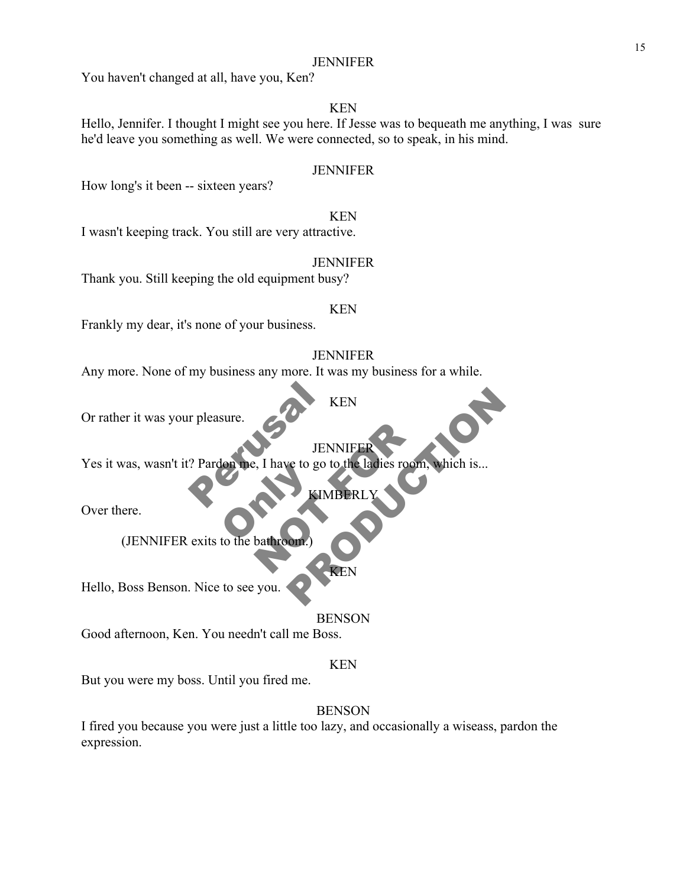JENNIFER

You haven't changed at all, have you, Ken?

KEN

Hello, Jennifer. I thought I might see you here. If Jesse was to bequeath me anything, I was sure he'd leave you something as well. We were connected, so to speak, in his mind.

JENNIFER

How long's it been -- sixteen years?

KEN

I wasn't keeping track. You still are very attractive.

JENNIFER

Thank you. Still keeping the old equipment busy?

KEN

Frankly my dear, it's none of your business.

JENNIFER

Any more. None of my business any more. It was my business for a while.

KEN

Or rather it was your pleasure.

JENNIFER

Yes it was, wasn't it? Pardon me, I have to go to the ladies room, which is...

KIMBERLY

Over there.

(JENNIFER exits to the bathroom.)

KEN

Hello, Boss Benson. Nice to see you.

BENSON

Good afternoon, Ken. You needn't call me Boss.

KEN

But you were my boss. Until you fired me.

BENSON

I fired you because you were just a little too lazy, and occasionally a wiseass, pardon the expression.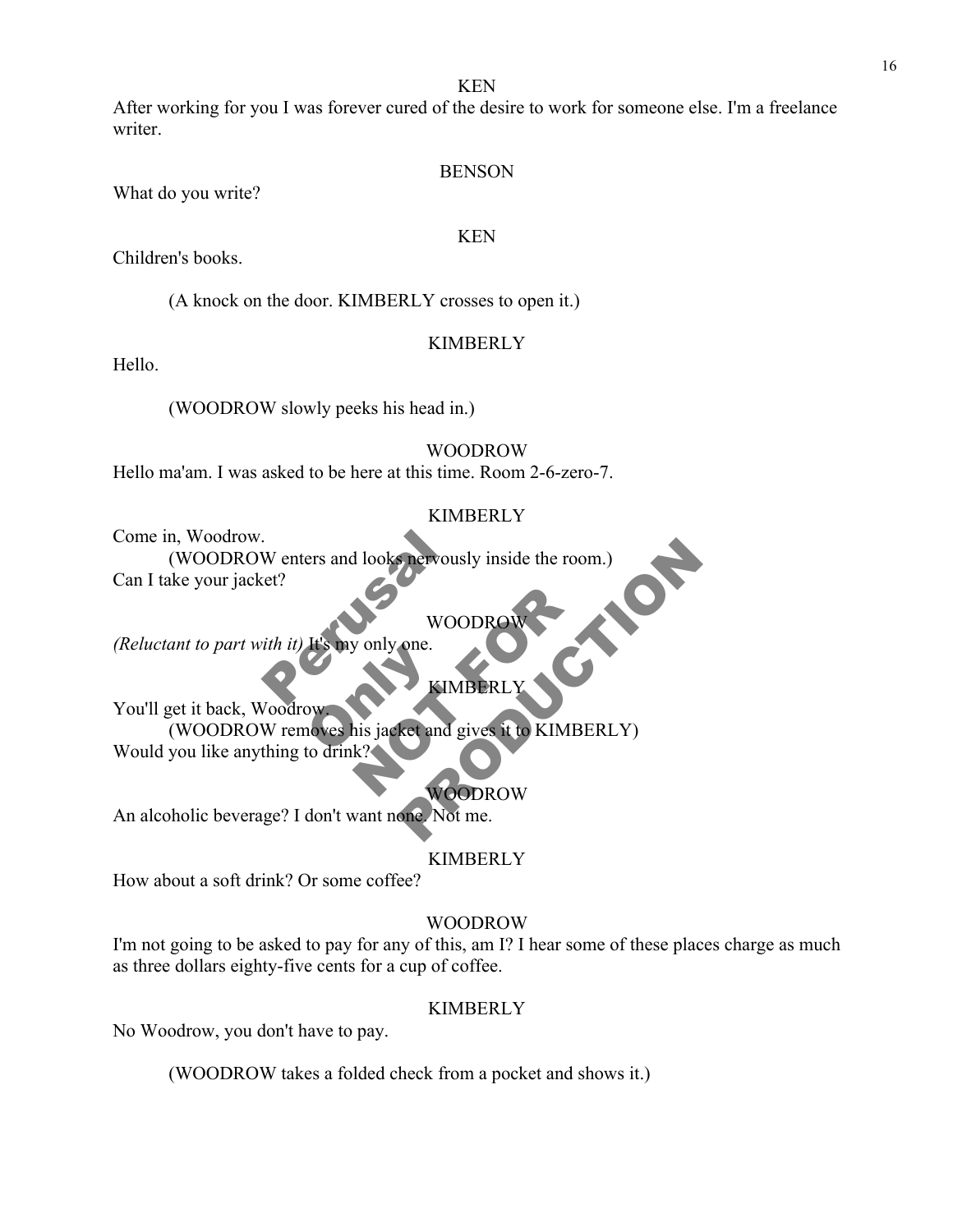KEN

After working for you I was forever cured of the desire to work for someone else. I'm a freelance writer.

BENSON

What do you write?

KEN

Children's books.

(A knock on the door. KIMBERLY crosses to open it.)

KIMBERLY

Hello.

(WOODROW slowly peeks his head in.)

WOODROW

Hello ma'am. I was asked to be here at this time. Room 2-6-zero-7.

KIMBERLY

Come in, Woodrow.

(WOODROW enters and looks nervously inside the room.)

Can I take your jacket?

WOODROW

*(Reluctant to part with it)* It's my only one.

KIMBERLY

You'll get it back, Woodrow.

(WOODROW removes his jacket and gives it to KIMBERLY)

Would you like anything to drink?

WOODROW

An alcoholic beverage? I don't want none. Not me.

KIMBERLY

How about a soft drink? Or some coffee?

WOODROW

I'm not going to be asked to pay for any of this, am I? I hear some of these places charge as much as three dollars eighty-five cents for a cup of coffee.

KIMBERLY

No Woodrow, you don't have to pay.

(WOODROW takes a folded check from a pocket and shows it.)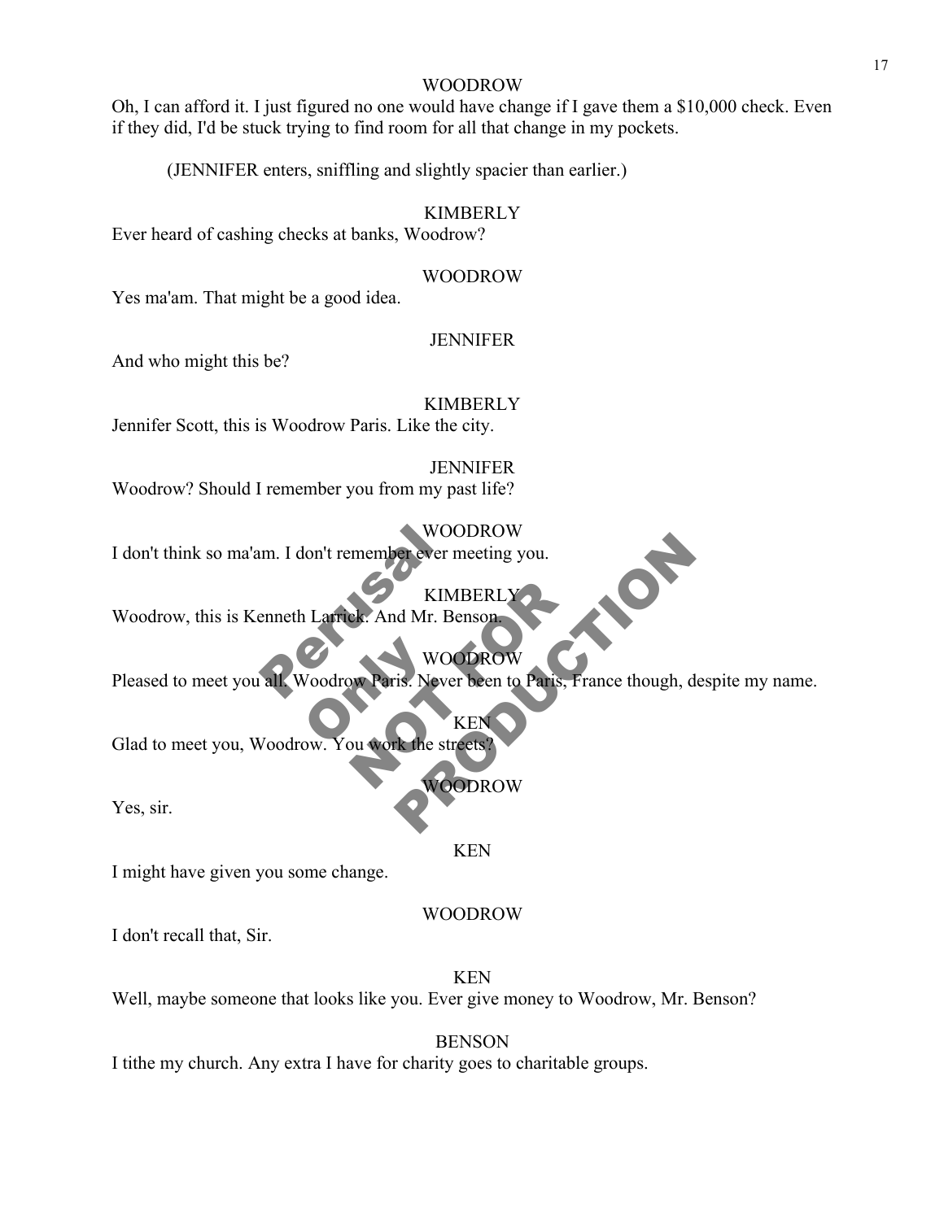WOODROW

Oh, I can afford it. I just figured no one would have change if I gave them a $10,000 check. Even if they did, I'd be stuck trying to find room for all that change in my pockets.

(JENNIFER enters, sniffling and slightly spacier than earlier.)

KIMBERLY

Ever heard of cashing checks at banks, Woodrow?

WOODROW

Yes ma'am. That might be a good idea.

JENNIFER

And who might this be?

KIMBERLY

Jennifer Scott, this is Woodrow Paris. Like the city.

JENNIFER

Woodrow? Should I remember you from my past life?

WOODROW

I don't think so ma'am. I don't remember ever meeting you.

KIMBERLY

Woodrow, this is Kenneth Larrick. And Mr. Benson.

WOODROW

Pleased to meet you all. Woodrow Paris. Never been to Paris, France though, despite my name.

KEN

Glad to meet you, Woodrow. You work the streets?

WOODROW

Yes, sir.

KEN

I might have given you some change.

WOODROW

I don't recall that, Sir.

KEN

Well, maybe someone that looks like you. Ever give money to Woodrow, Mr. Benson?

BENSON

I tithe my church. Any extra I have for charity goes to charitable groups.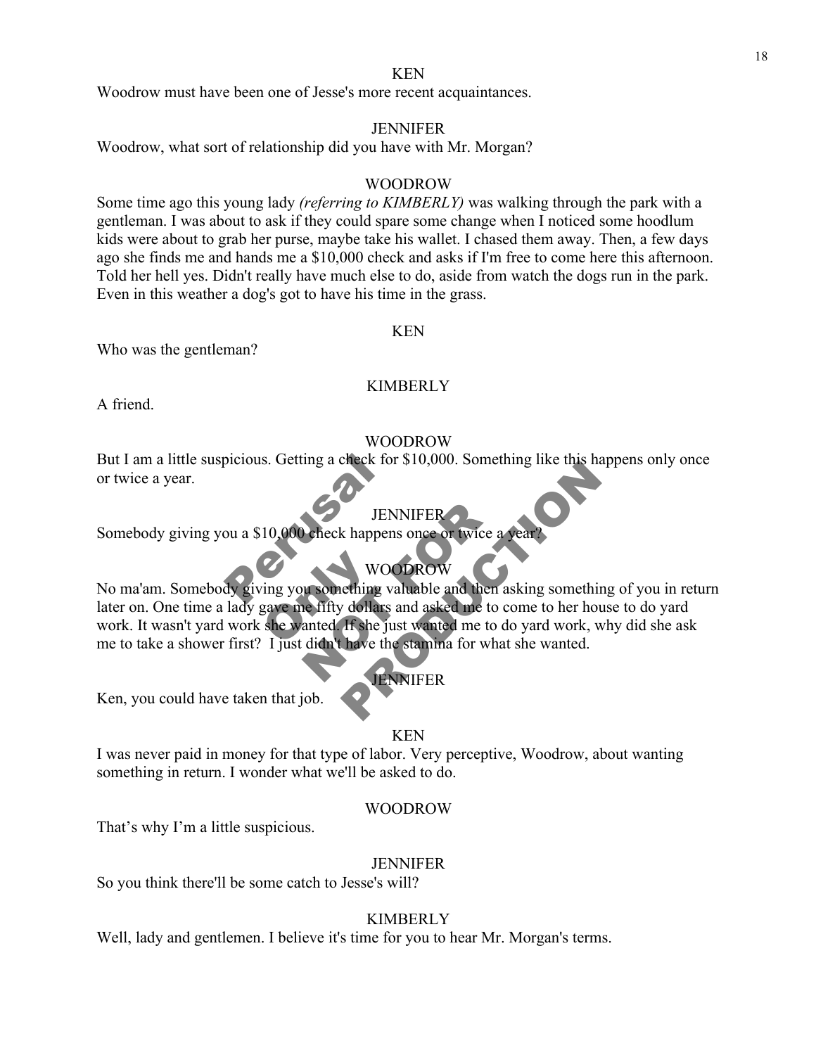KEN

Woodrow must have been one of Jesse's more recent acquaintances.

JENNIFER

Woodrow, what sort of relationship did you have with Mr. Morgan?

WOODROW

Some time ago this young lady *(referring to KIMBERLY)* was walking through the park with a gentleman. I was about to ask if they could spare some change when I noticed some hoodlum kids were about to grab her purse, maybe take his wallet. I chased them away. Then, a few days ago she finds me and hands me a $10,000 check and asks if I'm free to come here this afternoon. Told her hell yes. Didn't really have much else to do, aside from watch the dogs run in the park. Even in this weather a dog's got to have his time in the grass.

KEN

Who was the gentleman?

KIMBERLY

A friend.

WOODROW

But I am a little suspicious. Getting a check for $10,000. Something like this happens only once or twice a year.

JENNIFER

Somebody giving you a $10,000 check happens once or twice a year?

WOODROW

No ma'am. Somebody giving you something valuable and then asking something of you in return later on. One time a lady gave me fifty dollars and asked me to come to her house to do yard work. It wasn't yard work she wanted. If she just wanted me to do yard work, why did she ask me to take a shower first? I just didn't have the stamina for what she wanted.

JENNIFER

Ken, you could have taken that job.

KEN

I was never paid in money for that type of labor. Very perceptive, Woodrow, about wanting something in return. I wonder what we'll be asked to do.

WOODROW

That's why I'm a little suspicious.

JENNIFER

So you think there'll be some catch to Jesse's will?

KIMBERLY

Well, lady and gentlemen. I believe it's time for you to hear Mr. Morgan's terms.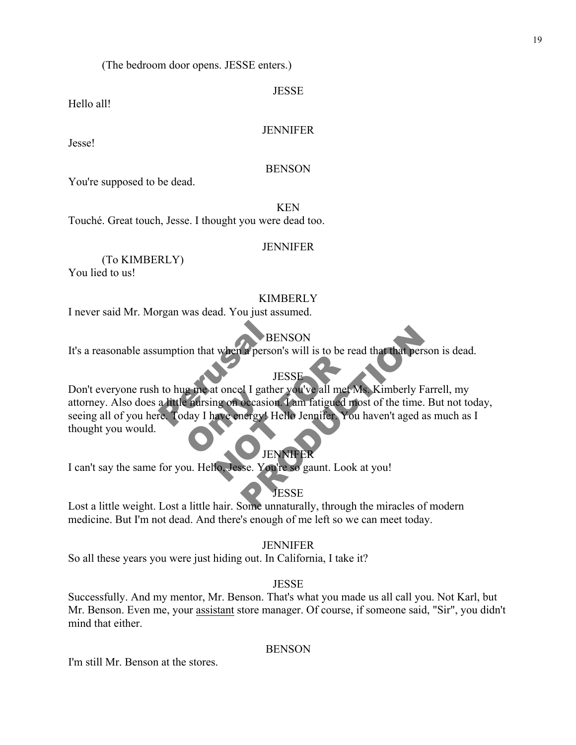(The bedroom door opens. JESSE enters.)

JESSE

Hello all!

JENNIFER

Jesse!

BENSON

You're supposed to be dead.

KEN

Touché. Great touch, Jesse. I thought you were dead too.

JENNIFER

(To KIMBERLY)

You lied to us!

KIMBERLY

I never said Mr. Morgan was dead. You just assumed.

BENSON

It's a reasonable assumption that when a person's will is to be read that that person is dead.

JESSE

Don't everyone rush to hug me at once! I gather you've all met Ms. Kimberly Farrell, my attorney. Also does a little nursing on occasion. I am fatigued most of the time. But not today, seeing all of you here. Today I have energy! Hello Jennifer. You haven't aged as much as I thought you would.

JENNIFER

I can't say the same for you. Hello, Jesse. You're so gaunt. Look at you!

JESSE

Lost a little weight. Lost a little hair. Some unnaturally, through the miracles of modern medicine. But I'm not dead. And there's enough of me left so we can meet today.

JENNIFER

So all these years you were just hiding out. In California, I take it?

JESSE

Successfully. And my mentor, Mr. Benson. That's what you made us all call you. Not Karl, but Mr. Benson. Even me, your <u>assistant</u> store manager. Of course, if someone said, "Sir", you didn't mind that either.

BENSON

I'm still Mr. Benson at the stores.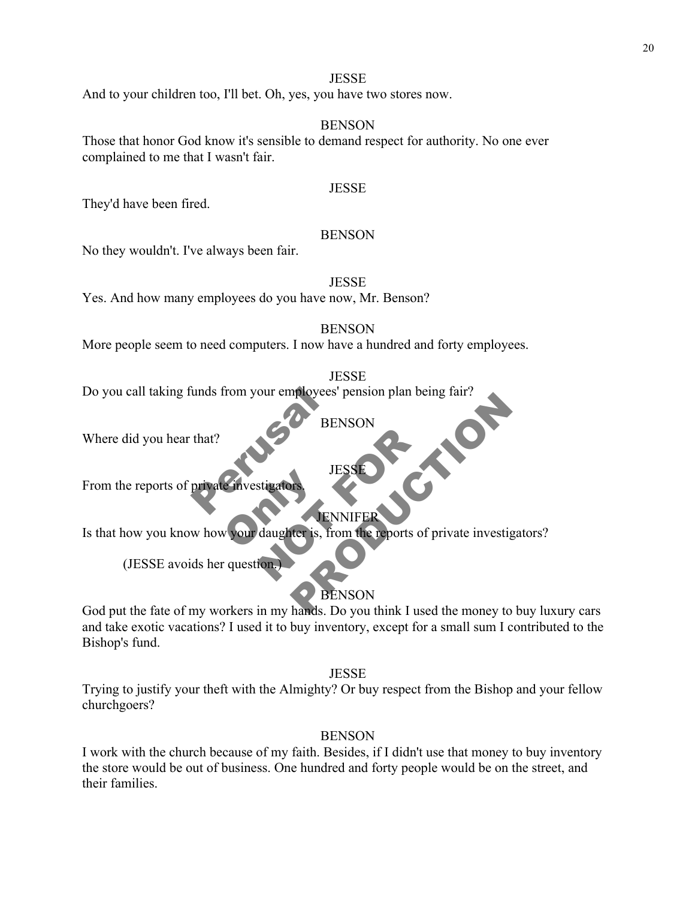JESSE

And to your children too, I'll bet. Oh, yes, you have two stores now.

BENSON

Those that honor God know it's sensible to demand respect for authority. No one ever complained to me that I wasn't fair.

JESSE

They'd have been fired.

BENSON

No they wouldn't. I've always been fair.

JESSE

Yes. And how many employees do you have now, Mr. Benson?

BENSON

More people seem to need computers. I now have a hundred and forty employees.

JESSE

Do you call taking funds from your employees' pension plan being fair?

BENSON

Where did you hear that?

JESSE

From the reports of private investigators.

JENNIFER

Is that how you know how your daughter is, from the reports of private investigators?

(JESSE avoids her question.)

BENSON

God put the fate of my workers in my hands. Do you think I used the money to buy luxury cars and take exotic vacations? I used it to buy inventory, except for a small sum I contributed to the Bishop's fund.

JESSE

Trying to justify your theft with the Almighty? Or buy respect from the Bishop and your fellow churchgoers?

BENSON

I work with the church because of my faith. Besides, if I didn't use that money to buy inventory the store would be out of business. One hundred and forty people would be on the street, and their families.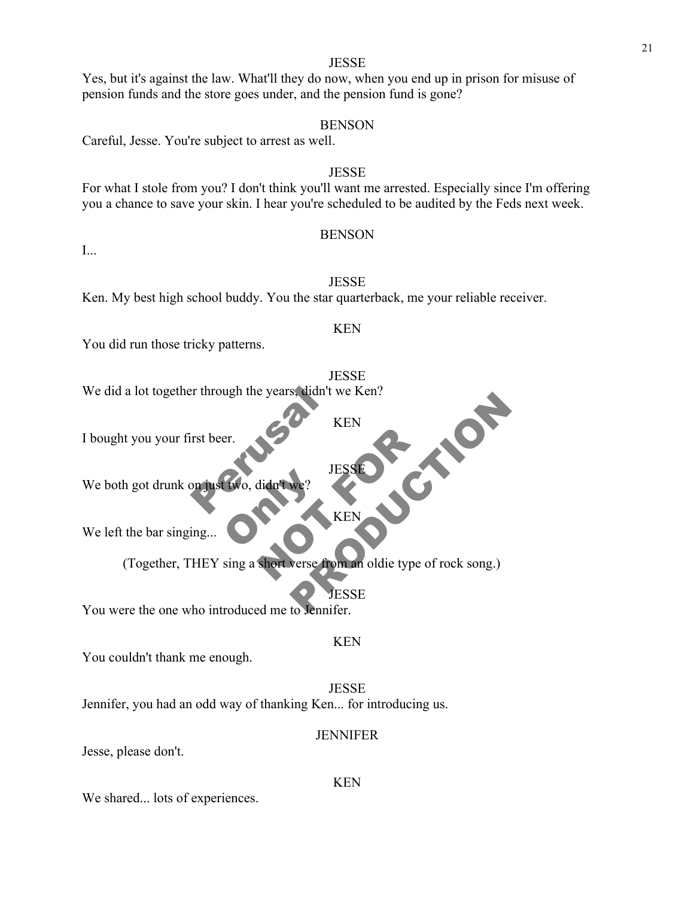JESSE

Yes, but it's against the law. What'll they do now, when you end up in prison for misuse of pension funds and the store goes under, and the pension fund is gone?

BENSON

Careful, Jesse. You're subject to arrest as well.

JESSE

For what I stole from you? I don't think you'll want me arrested. Especially since I'm offering you a chance to save your skin. I hear you're scheduled to be audited by the Feds next week.

BENSON

I...

JESSE

Ken. My best high school buddy. You the star quarterback, me your reliable receiver.

KEN

You did run those tricky patterns.

JESSE

We did a lot together through the years, didn't we Ken?

KEN

I bought you your first beer.

JESSE

We both got drunk on just two, didn't we?

KEN

We left the bar singing...

(Together, THEY sing a short verse from an oldie type of rock song.)

JESSE

You were the one who introduced me to Jennifer.

KEN

You couldn't thank me enough.

JESSE

Jennifer, you had an odd way of thanking Ken... for introducing us.

JENNIFER

Jesse, please don't.

KEN

We shared... lots of experiences.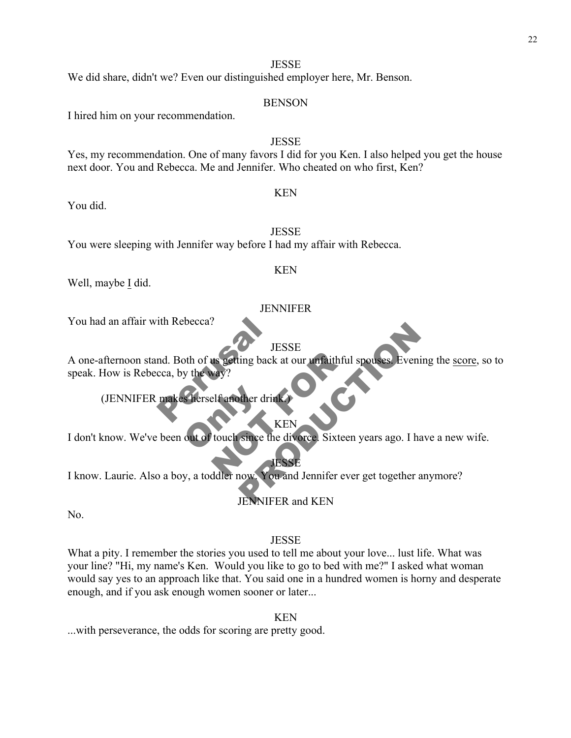JESSE

We did share, didn't we? Even our distinguished employer here, Mr. Benson.

BENSON

I hired him on your recommendation.

JESSE

Yes, my recommendation. One of many favors I did for you Ken. I also helped you get the house next door. You and Rebecca. Me and Jennifer. Who cheated on who first, Ken?

KEN

You did.

JESSE

You were sleeping with Jennifer way before I had my affair with Rebecca.

KEN

Well, maybe I did.

JENNIFER

You had an affair with Rebecca?

JESSE

A one-afternoon stand. Both of us getting back at our unfaithful spouses. Evening the score, so to speak. How is Rebecca, by the way?

(JENNIFER makes herself another drink.)

KEN

I don't know. We've been out of touch since the divorce. Sixteen years ago. I have a new wife.

JESSE

I know. Laurie. Also a boy, a toddler now. You and Jennifer ever get together anymore?

JENNIFER and KEN

No.

JESSE

What a pity. I remember the stories you used to tell me about your love... lust life. What was your line? "Hi, my name's Ken. Would you like to go to bed with me?" I asked what woman would say yes to an approach like that. You said one in a hundred women is horny and desperate enough, and if you ask enough women sooner or later...

KEN

...with perseverance, the odds for scoring are pretty good.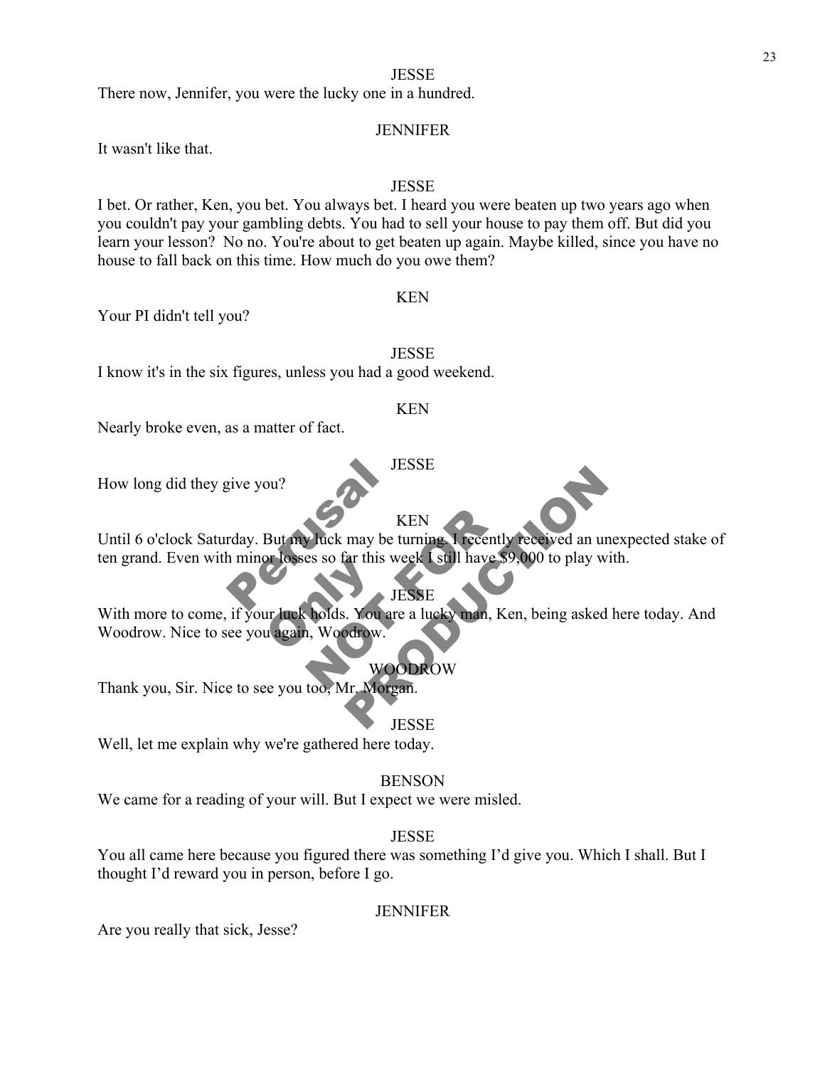JESSE

There now, Jennifer, you were the lucky one in a hundred.

JENNIFER

It wasn't like that.

JESSE

I bet. Or rather, Ken, you bet. You always bet. I heard you were beaten up two years ago when you couldn't pay your gambling debts. You had to sell your house to pay them off. But did you learn your lesson? No no. You're about to get beaten up again. Maybe killed, since you have no house to fall back on this time. How much do you owe them?

KEN

Your PI didn't tell you?

JESSE

I know it's in the six figures, unless you had a good weekend.

KEN

Nearly broke even, as a matter of fact.

JESSE

How long did they give you?

KEN

Until 6 o'clock Saturday. But my luck may be turning. I recently received an unexpected stake of ten grand. Even with minor losses so far this week I still have $9,000 to play with.

JESSE

With more to come, if your luck holds. You are a lucky man, Ken, being asked here today. And Woodrow. Nice to see you again, Woodrow.

WOODROW

Thank you, Sir. Nice to see you too, Mr. Morgan.

JESSE

Well, let me explain why we're gathered here today.

BENSON

We came for a reading of your will. But I expect we were misled.

JESSE

You all came here because you figured there was something I'd give you. Which I shall. But I thought I'd reward you in person, before I go.

JENNIFER

Are you really that sick, Jesse?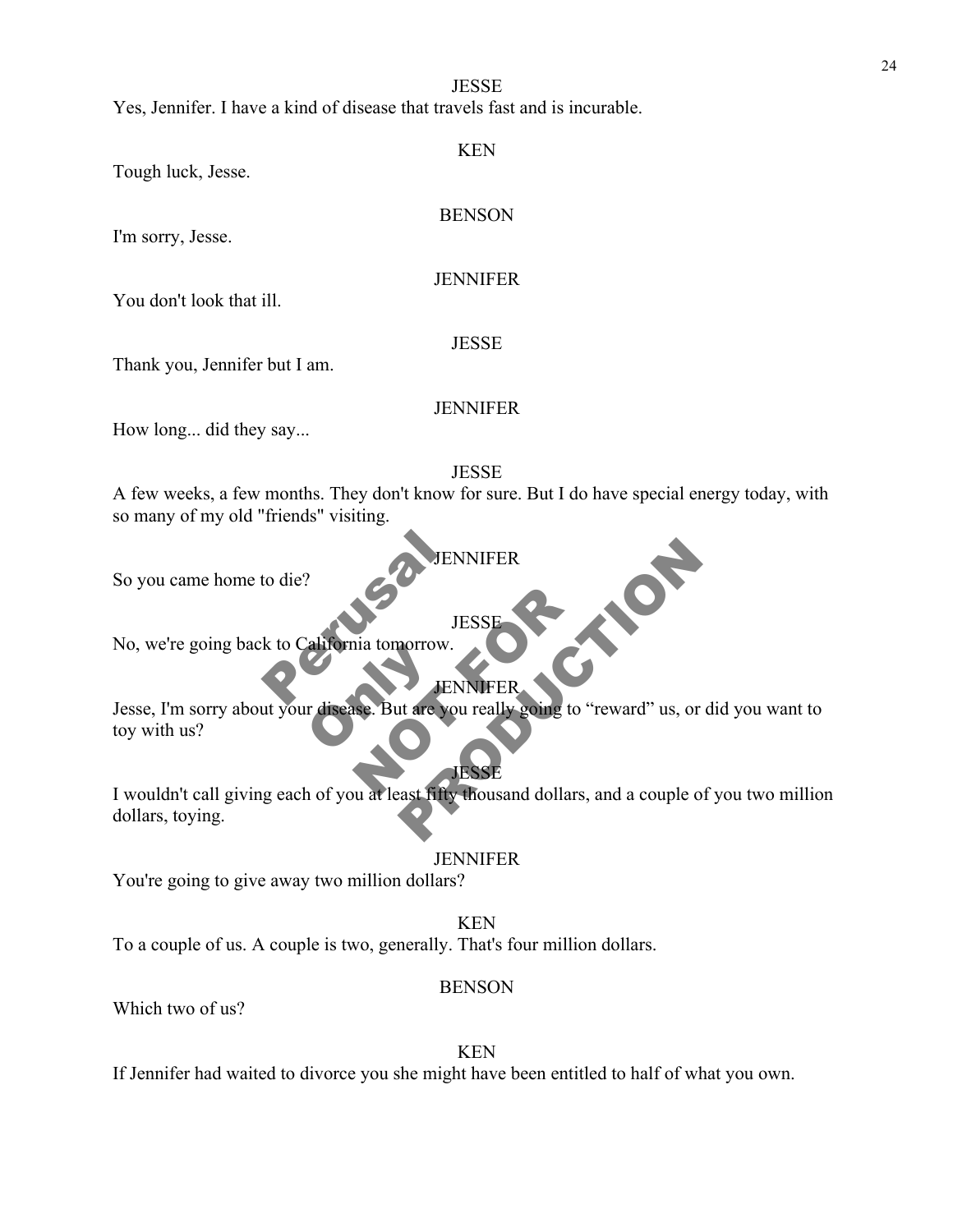JESSE

Yes, Jennifer. I have a kind of disease that travels fast and is incurable.

KEN

Tough luck, Jesse.

BENSON

I'm sorry, Jesse.

JENNIFER

You don't look that ill.

JESSE

Thank you, Jennifer but I am.

JENNIFER

How long... did they say...

JESSE

A few weeks, a few months. They don't know for sure. But I do have special energy today, with so many of my old "friends" visiting.

JENNIFER

So you came home to die?

JESSE

No, we're going back to California tomorrow.

JENNIFER

Jesse, I'm sorry about your disease. But are you really going to "reward" us, or did you want to toy with us?

JESSE

I wouldn't call giving each of you at least fifty thousand dollars, and a couple of you two million dollars, toying.

JENNIFER

You're going to give away two million dollars?

KEN

To a couple of us. A couple is two, generally. That's four million dollars.

BENSON

Which two of us?

KEN

If Jennifer had waited to divorce you she might have been entitled to half of what you own.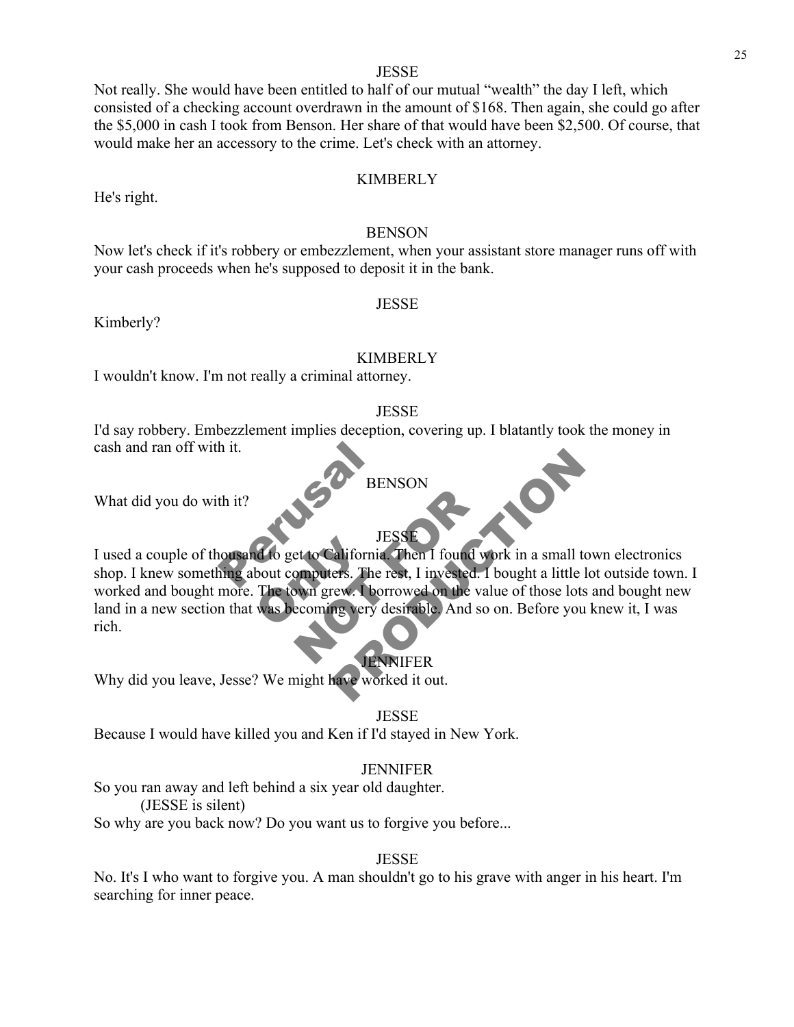JESSE

Not really. She would have been entitled to half of our mutual "wealth" the day I left, which consisted of a checking account overdrawn in the amount of $168. Then again, she could go after the $5,000 in cash I took from Benson. Her share of that would have been $2,500. Of course, that would make her an accessory to the crime. Let's check with an attorney.

KIMBERLY

He's right.

BENSON

Now let's check if it's robbery or embezzlement, when your assistant store manager runs off with your cash proceeds when he's supposed to deposit it in the bank.

JESSE

Kimberly?

KIMBERLY

I wouldn't know. I'm not really a criminal attorney.

JESSE

I'd say robbery. Embezzlement implies deception, covering up. I blatantly took the money in cash and ran off with it.

BENSON

What did you do with it?

JESSE

I used a couple of thousand to get to California. Then I found work in a small town electronics shop. I knew something about computers. The rest, I invested. I bought a little lot outside town. I worked and bought more. The town grew. I borrowed on the value of those lots and bought new land in a new section that was becoming very desirable. And so on. Before you knew it, I was rich.

JENNIFER

Why did you leave, Jesse? We might have worked it out.

JESSE

Because I would have killed you and Ken if I'd stayed in New York.

JENNIFER

So you ran away and left behind a six year old daughter.

(JESSE is silent)

So why are you back now? Do you want us to forgive you before...

JESSE

No. It's I who want to forgive you. A man shouldn't go to his grave with anger in his heart. I'm searching for inner peace.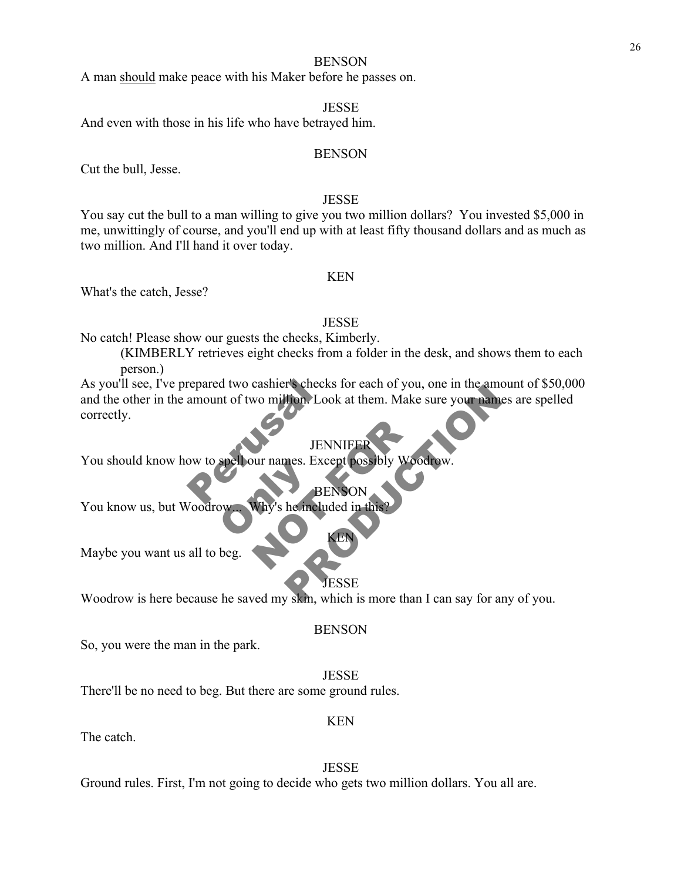BENSON

A man <u>should</u> make peace with his Maker before he passes on.

JESSE

And even with those in his life who have betrayed him.

BENSON

Cut the bull, Jesse.

JESSE

You say cut the bull to a man willing to give you two million dollars? You invested $5,000 in me, unwittingly of course, and you'll end up with at least fifty thousand dollars and as much as two million. And I'll hand it over today.

KEN

What's the catch, Jesse?

JESSE

No catch! Please show our guests the checks, Kimberly.

(KIMBERLY retrieves eight checks from a folder in the desk, and shows them to each person.)

As you'll see, I've prepared two cashier's checks for each of you, one in the amount of $50,000 and the other in the amount of two million. Look at them. Make sure your names are spelled correctly.

JENNIFER

You should know how to spell our names. Except possibly Woodrow.

BENSON

You know us, but Woodrow... Why's he included in this?

KEN

Maybe you want us all to beg.

JESSE

Woodrow is here because he saved my skin, which is more than I can say for any of you.

BENSON

So, you were the man in the park.

JESSE

There'll be no need to beg. But there are some ground rules.

KEN

The catch.

JESSE

Ground rules. First, I'm not going to decide who gets two million dollars. You all are.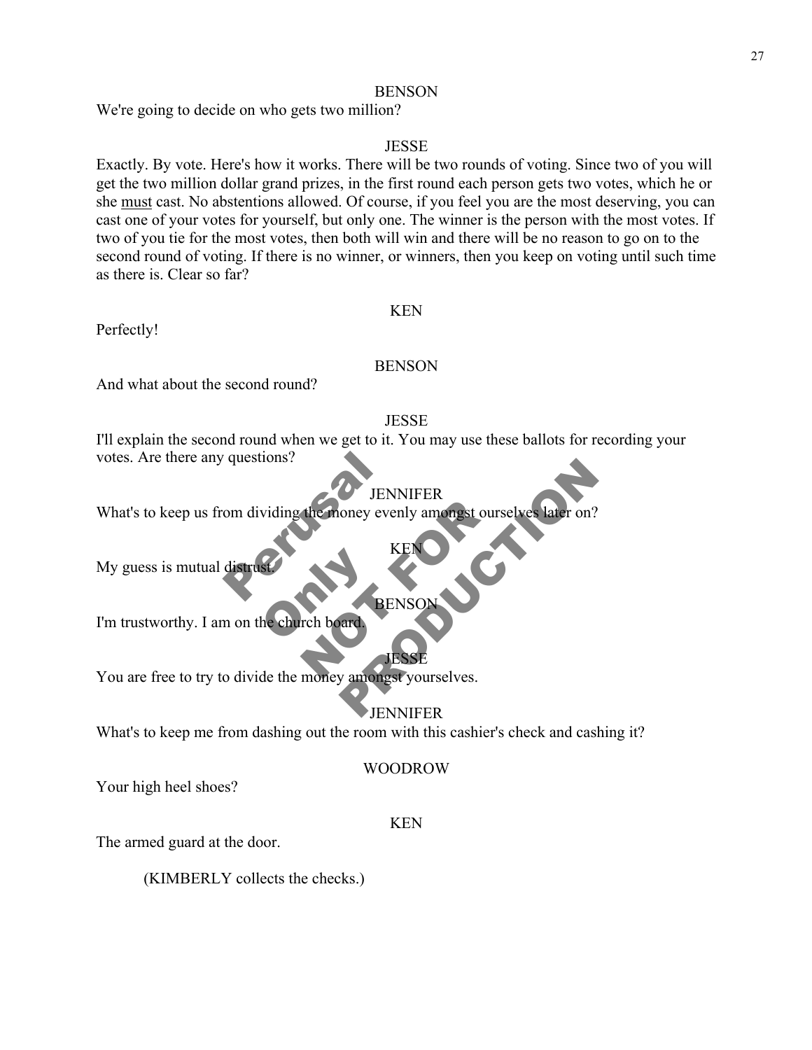BENSON

We're going to decide on who gets two million?

JESSE

Exactly. By vote. Here's how it works. There will be two rounds of voting. Since two of you will get the two million dollar grand prizes, in the first round each person gets two votes, which he or she <u>must</u> cast. No abstentions allowed. Of course, if you feel you are the most deserving, you can cast one of your votes for yourself, but only one. The winner is the person with the most votes. If two of you tie for the most votes, then both will win and there will be no reason to go on to the second round of voting. If there is no winner, or winners, then you keep on voting until such time as there is. Clear so far?

KEN

Perfectly!

BENSON

And what about the second round?

JESSE

I'll explain the second round when we get to it. You may use these ballots for recording your votes. Are there any questions?

JENNIFER

What's to keep us from dividing the money evenly amongst ourselves later on?

KEN

My guess is mutual distrust.

BENSON

I'm trustworthy. I am on the church board.

JESSE

You are free to try to divide the money amongst yourselves.

JENNIFER

What's to keep me from dashing out the room with this cashier's check and cashing it?

WOODROW

Your high heel shoes?

KEN

The armed guard at the door.

(KIMBERLY collects the checks.)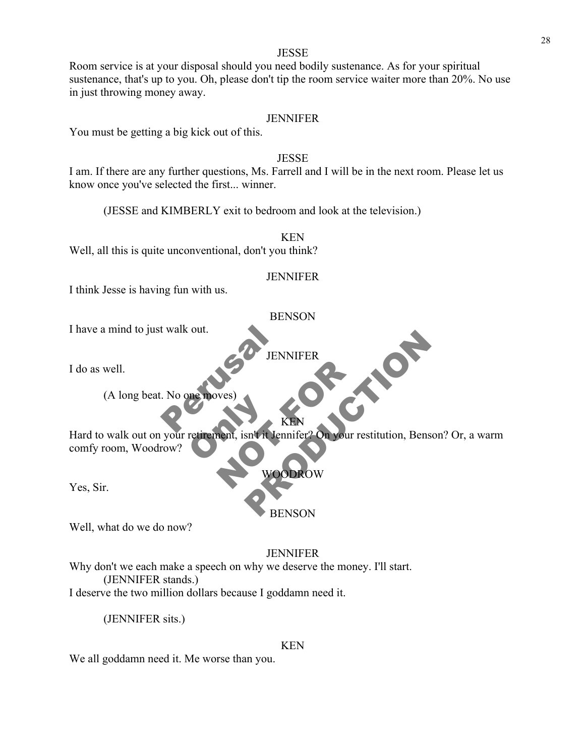JESSE

Room service is at your disposal should you need bodily sustenance. As for your spiritual sustenance, that's up to you. Oh, please don't tip the room service waiter more than 20%. No use in just throwing money away.

JENNIFER

You must be getting a big kick out of this.

JESSE

I am. If there are any further questions, Ms. Farrell and I will be in the next room. Please let us know once you've selected the first... winner.

(JESSE and KIMBERLY exit to bedroom and look at the television.)

KEN

Well, all this is quite unconventional, don't you think?

JENNIFER

I think Jesse is having fun with us.

BENSON

I have a mind to just walk out.

JENNIFER

I do as well.

(A long beat. No one moves)

KEN

Hard to walk out on your retirement, isn't it Jennifer? On your restitution, Benson? Or, a warm comfy room, Woodrow?

WOODROW

Yes, Sir.

BENSON

Well, what do we do now?

JENNIFER

Why don't we each make a speech on why we deserve the money. I'll start.

(JENNIFER stands.)

I deserve the two million dollars because I goddamn need it.

(JENNIFER sits.)

KEN

We all goddamn need it. Me worse than you.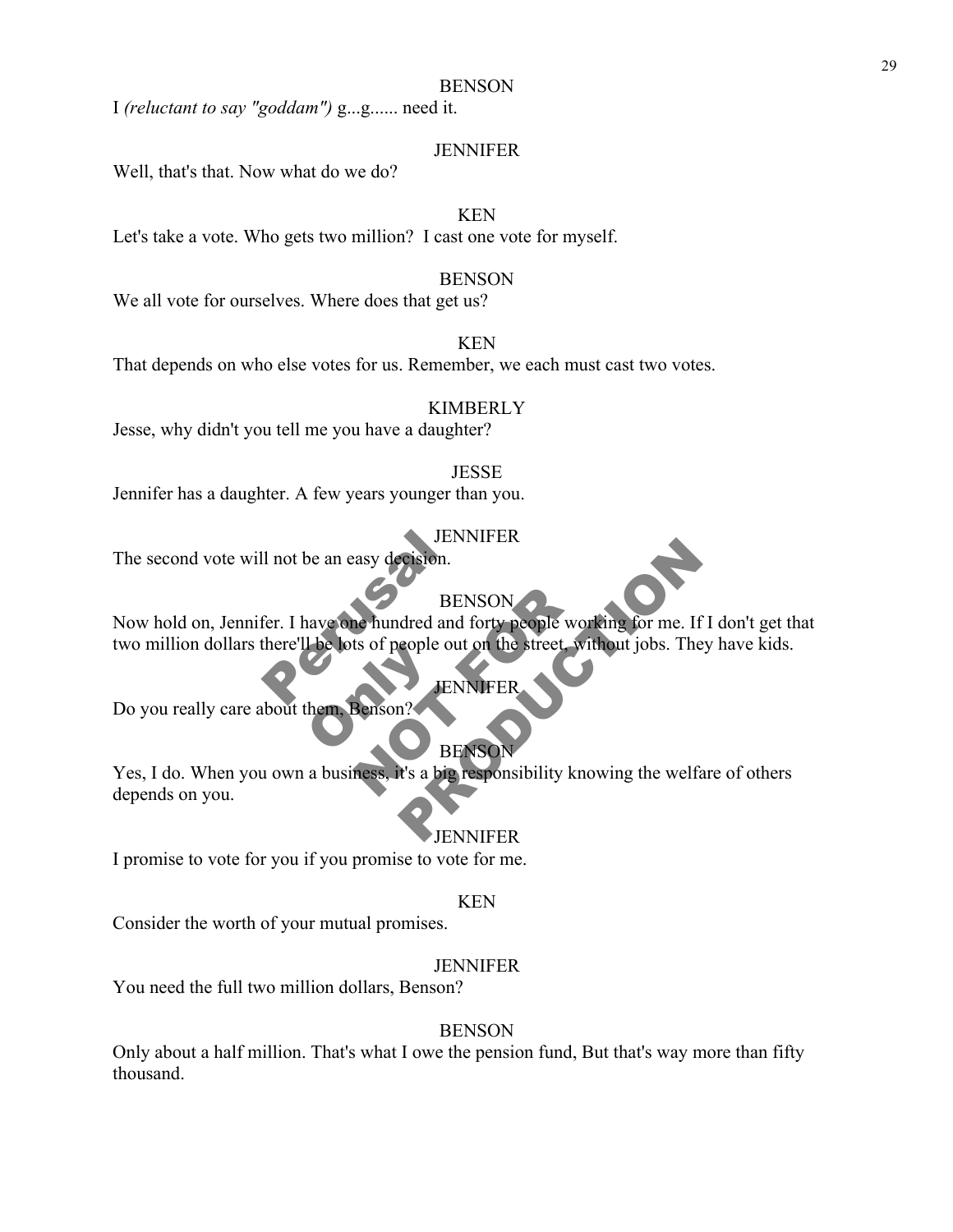BENSON

I *(reluctant to say "goddam")* g...g...... need it.

JENNIFER

Well, that's that. Now what do we do?

KEN

Let's take a vote. Who gets two million? I cast one vote for myself.

BENSON

We all vote for ourselves. Where does that get us?

KEN

That depends on who else votes for us. Remember, we each must cast two votes.

KIMBERLY

Jesse, why didn't you tell me you have a daughter?

JESSE

Jennifer has a daughter. A few years younger than you.

JENNIFER

The second vote will not be an easy decision.

BENSON

Now hold on, Jennifer. I have one hundred and forty people working for me. If I don't get that two million dollars there'll be lots of people out on the street, without jobs. They have kids.

JENNIFER

Do you really care about them, Benson?

BENSON

Yes, I do. When you own a business, it's a big responsibility knowing the welfare of others depends on you.

JENNIFER

I promise to vote for you if you promise to vote for me.

KEN

Consider the worth of your mutual promises.

JENNIFER

You need the full two million dollars, Benson?

BENSON

Only about a half million. That's what I owe the pension fund, But that's way more than fifty thousand.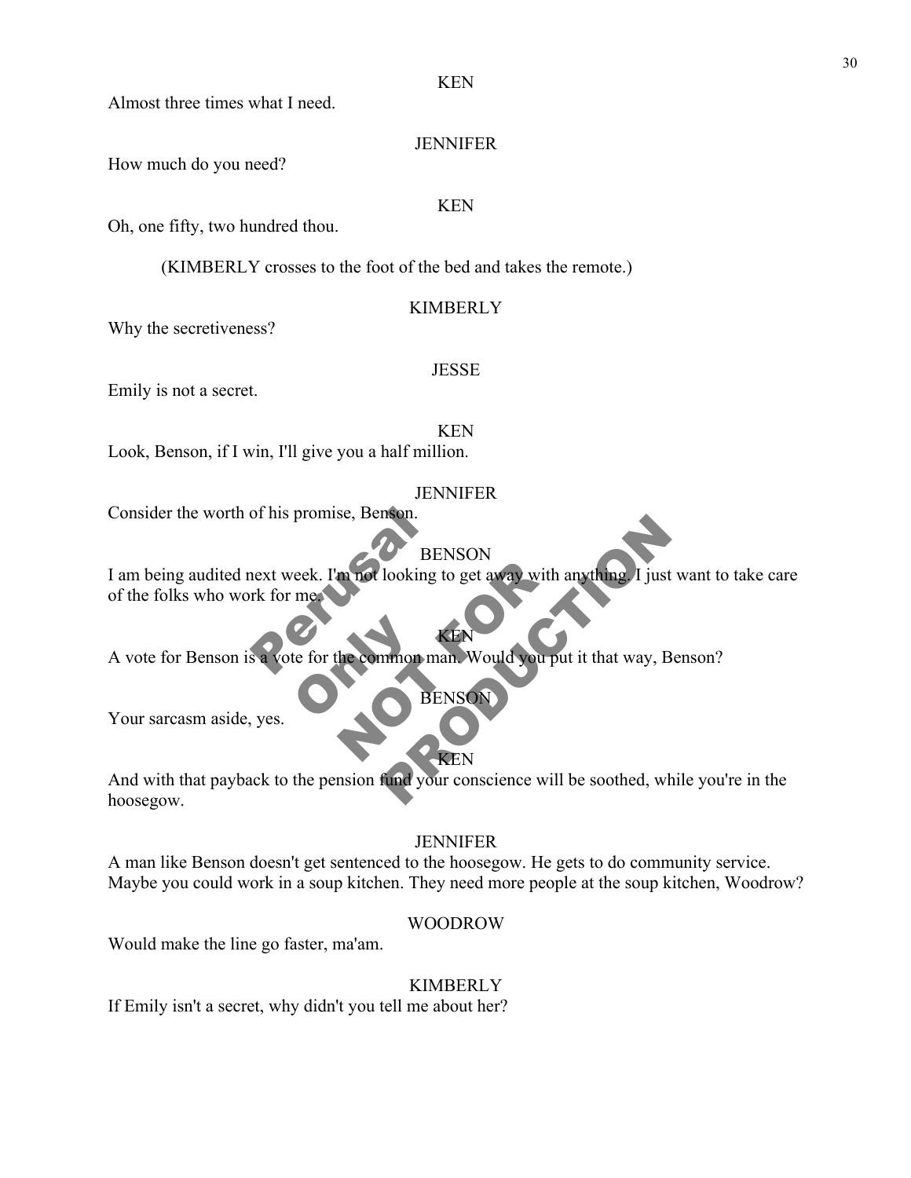KEN

Almost three times what I need.

JENNIFER

How much do you need?

KEN

Oh, one fifty, two hundred thou.

(KIMBERLY crosses to the foot of the bed and takes the remote.)

KIMBERLY

Why the secretiveness?

JESSE

Emily is not a secret.

KEN

Look, Benson, if I win, I'll give you a half million.

JENNIFER

Consider the worth of his promise, Benson.

BENSON

I am being audited next week. I'm not looking to get away with anything. I just want to take care of the folks who work for me.

KEN

A vote for Benson is a vote for the common man. Would you put it that way, Benson?

BENSON

Your sarcasm aside, yes.

KEN

And with that payback to the pension fund your conscience will be soothed, while you're in the hoosegow.

JENNIFER

A man like Benson doesn't get sentenced to the hoosegow. He gets to do community service. Maybe you could work in a soup kitchen. They need more people at the soup kitchen, Woodrow?

WOODROW

Would make the line go faster, ma'am.

KIMBERLY

If Emily isn't a secret, why didn't you tell me about her?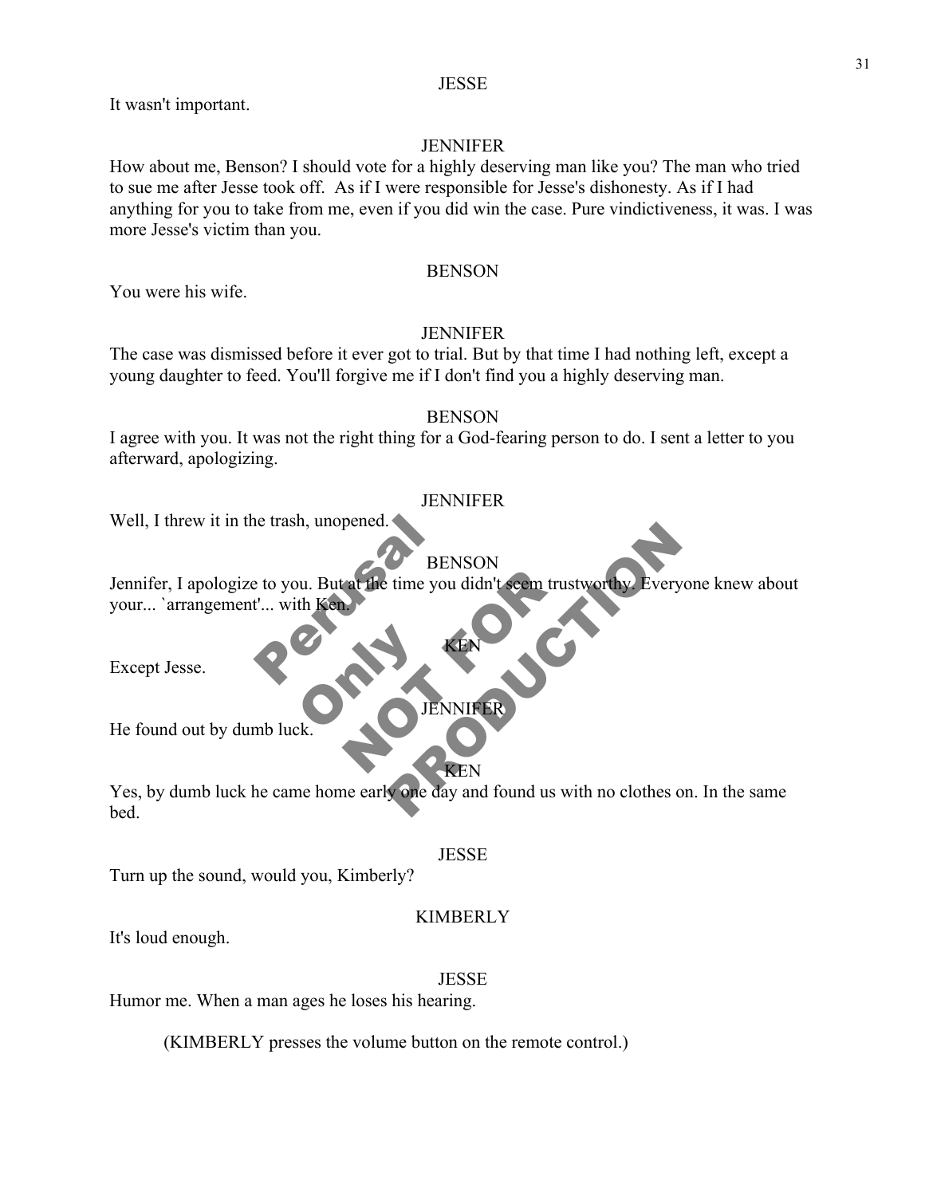JESSE

It wasn't important.

JENNIFER

How about me, Benson? I should vote for a highly deserving man like you? The man who tried to sue me after Jesse took off. As if I were responsible for Jesse's dishonesty. As if I had anything for you to take from me, even if you did win the case. Pure vindictiveness, it was. I was more Jesse's victim than you.

BENSON

You were his wife.

JENNIFER

The case was dismissed before it ever got to trial. But by that time I had nothing left, except a young daughter to feed. You'll forgive me if I don't find you a highly deserving man.

BENSON

I agree with you. It was not the right thing for a God-fearing person to do. I sent a letter to you afterward, apologizing.

JENNIFER

Well, I threw it in the trash, unopened.

BENSON

Jennifer, I apologize to you. But at the time you didn't seem trustworthy. Everyone knew about your... `arrangement'... with Ken.

KEN

Except Jesse.

JENNIFER

He found out by dumb luck.

KEN

Yes, by dumb luck he came home early one day and found us with no clothes on. In the same bed.

JESSE

Turn up the sound, would you, Kimberly?

KIMBERLY

It's loud enough.

JESSE

Humor me. When a man ages he loses his hearing.

(KIMBERLY presses the volume button on the remote control.)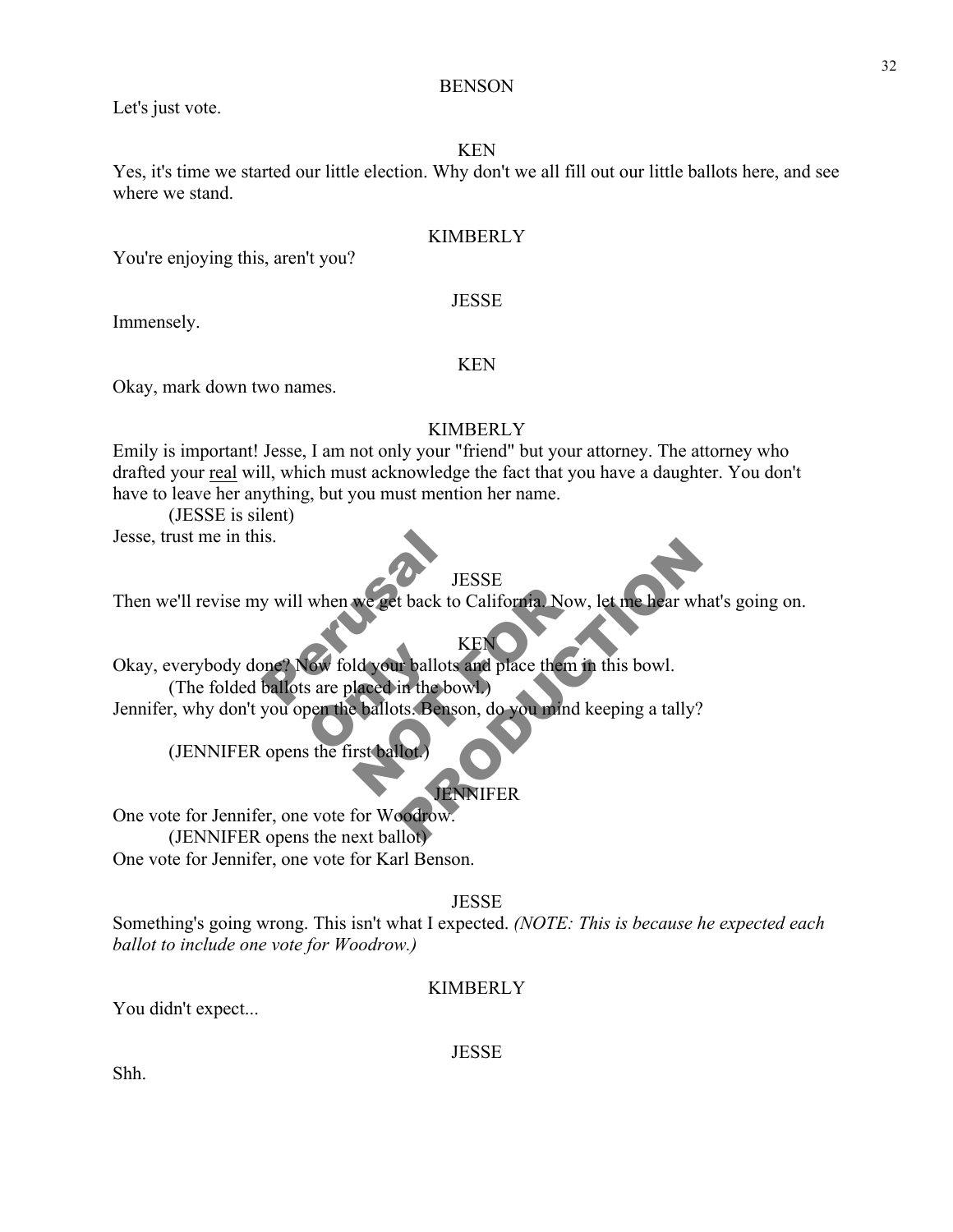BENSON

Let's just vote.

KEN

Yes, it's time we started our little election. Why don't we all fill out our little ballots here, and see where we stand.

KIMBERLY

You're enjoying this, aren't you?

JESSE

Immensely.

KEN

Okay, mark down two names.

KIMBERLY

Emily is important! Jesse, I am not only your "friend" but your attorney. The attorney who drafted your real will, which must acknowledge the fact that you have a daughter. You don't have to leave her anything, but you must mention her name.

(JESSE is silent)

Jesse, trust me in this.

JESSE

Then we'll revise my will when we get back to California. Now, let me hear what's going on.

KEN

Okay, everybody done? Now fold your ballots and place them in this bowl.

(The folded ballots are placed in the bowl.)

Jennifer, why don't you open the ballots. Benson, do you mind keeping a tally?

(JENNIFER opens the first ballot.)

JENNIFER

One vote for Jennifer, one vote for Woodrow.

(JENNIFER opens the next ballot)

One vote for Jennifer, one vote for Karl Benson.

JESSE

Something's going wrong. This isn't what I expected. *(NOTE: This is because he expected each ballot to include one vote for Woodrow.)*

KIMBERLY

You didn't expect...

JESSE

Shh.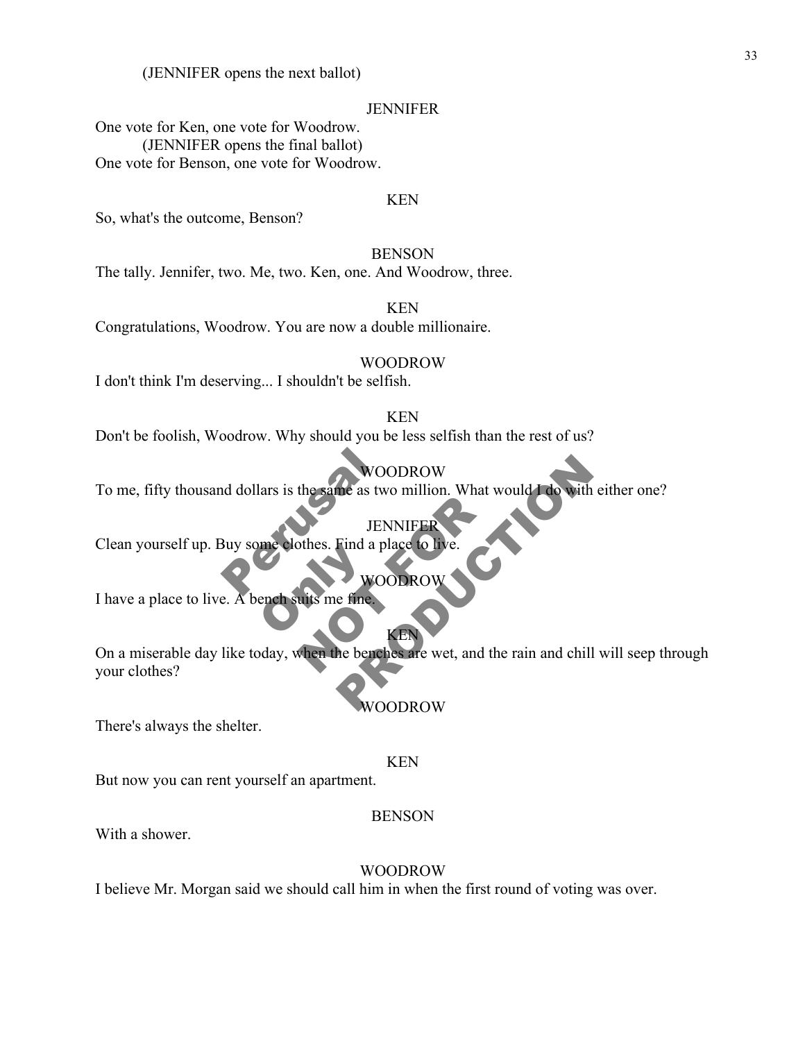(JENNIFER opens the next ballot)

JENNIFER

One vote for Ken, one vote for Woodrow.

(JENNIFER opens the final ballot)

One vote for Benson, one vote for Woodrow.

KEN

So, what's the outcome, Benson?

BENSON

The tally. Jennifer, two. Me, two. Ken, one. And Woodrow, three.

KEN

Congratulations, Woodrow. You are now a double millionaire.

WOODROW

I don't think I'm deserving... I shouldn't be selfish.

KEN

Don't be foolish, Woodrow. Why should you be less selfish than the rest of us?

WOODROW

To me, fifty thousand dollars is the same as two million. What would I do with either one?

JENNIFER

Clean yourself up. Buy some clothes. Find a place to live.

WOODROW

I have a place to live. A bench suits me fine.

KEN

On a miserable day like today, when the benches are wet, and the rain and chill will seep through your clothes?

WOODROW

There's always the shelter.

KEN

But now you can rent yourself an apartment.

BENSON

With a shower.

WOODROW

I believe Mr. Morgan said we should call him in when the first round of voting was over.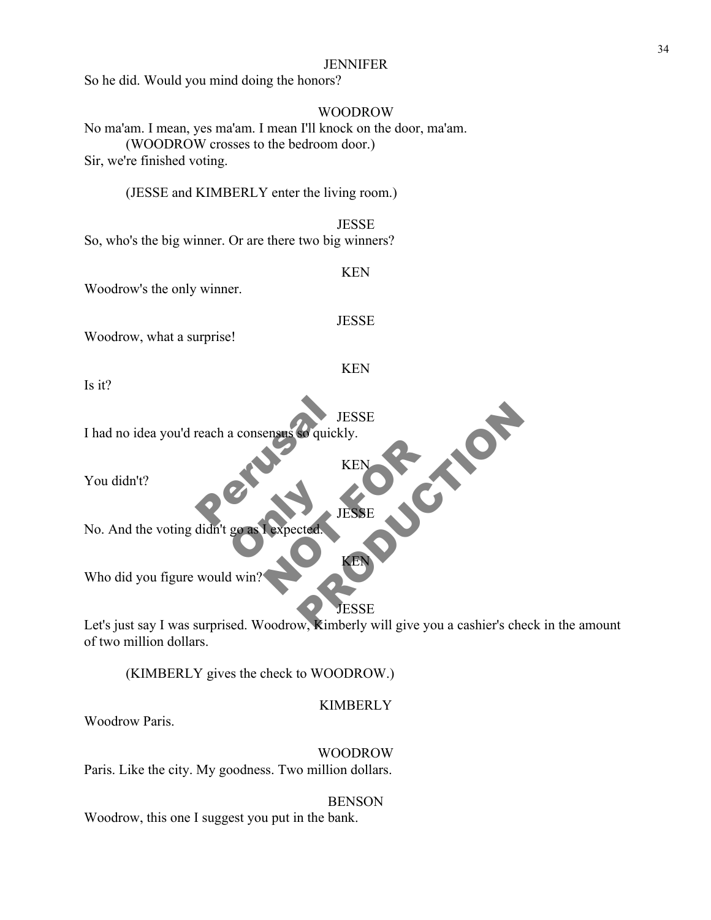JENNIFER

So he did. Would you mind doing the honors?

WOODROW

No ma'am. I mean, yes ma'am. I mean I'll knock on the door, ma'am.

(WOODROW crosses to the bedroom door.)

Sir, we're finished voting.

(JESSE and KIMBERLY enter the living room.)

JESSE

So, who's the big winner. Or are there two big winners?

KEN

Woodrow's the only winner.

JESSE

Woodrow, what a surprise!

KEN

Is it?

JESSE

I had no idea you'd reach a consensus so quickly.

KEN

You didn't?

JESSE

No. And the voting didn't go as I expected.

KEN

Who did you figure would win?

JESSE

Let's just say I was surprised. Woodrow, Kimberly will give you a cashier's check in the amount of two million dollars.

(KIMBERLY gives the check to WOODROW.)

KIMBERLY

Woodrow Paris.

WOODROW

Paris. Like the city. My goodness. Two million dollars.

BENSON

Woodrow, this one I suggest you put in the bank.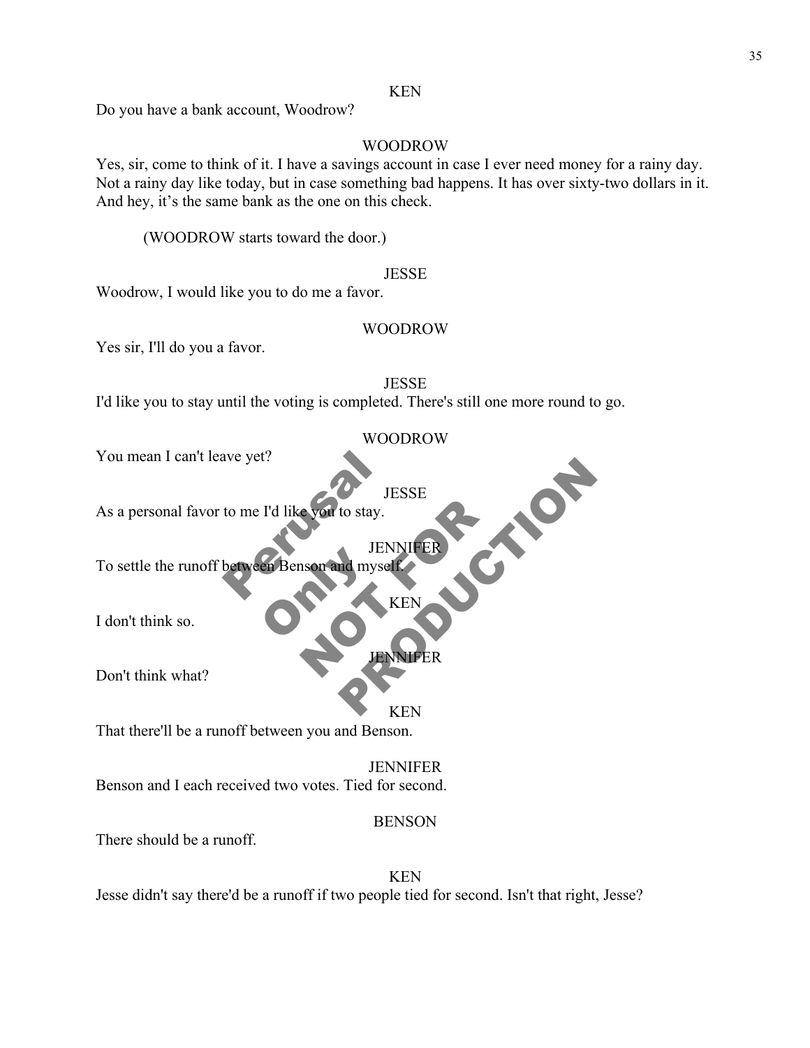KEN

Do you have a bank account, Woodrow?

WOODROW

Yes, sir, come to think of it. I have a savings account in case I ever need money for a rainy day. Not a rainy day like today, but in case something bad happens. It has over sixty-two dollars in it. And hey, it's the same bank as the one on this check.

(WOODROW starts toward the door.)

JESSE

Woodrow, I would like you to do me a favor.

WOODROW

Yes sir, I'll do you a favor.

JESSE

I'd like you to stay until the voting is completed. There's still one more round to go.

WOODROW

You mean I can't leave yet?

JESSE

As a personal favor to me I'd like you to stay.

JENNIFER

To settle the runoff between Benson and myself.

KEN

I don't think so.

JENNIFER

Don't think what?

KEN

That there'll be a runoff between you and Benson.

JENNIFER

Benson and I each received two votes. Tied for second.

BENSON

There should be a runoff.

KEN

Jesse didn't say there'd be a runoff if two people tied for second. Isn't that right, Jesse?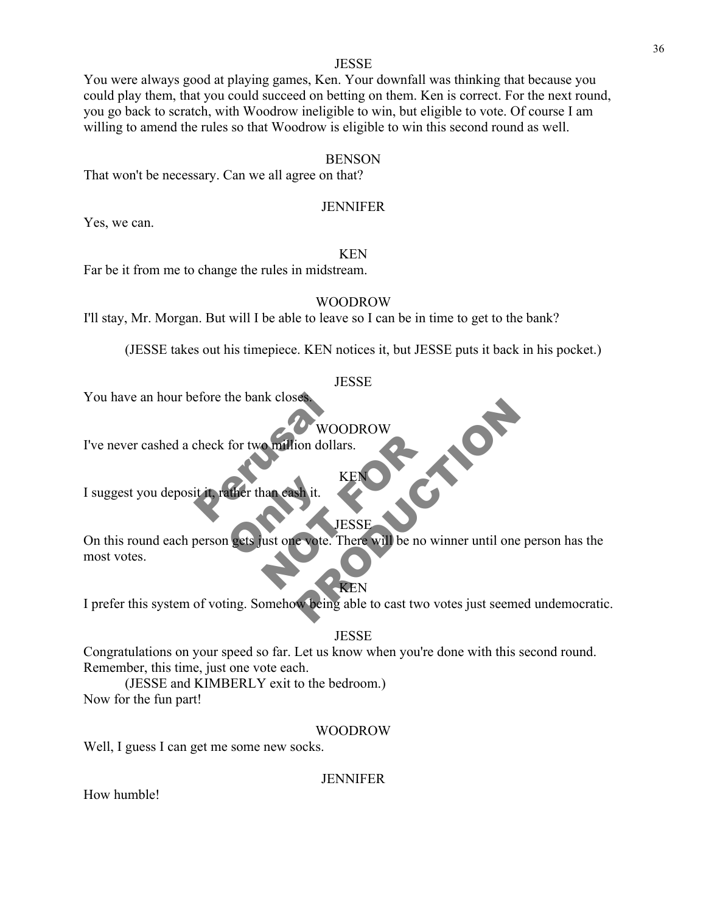JESSE

You were always good at playing games, Ken. Your downfall was thinking that because you could play them, that you could succeed on betting on them. Ken is correct. For the next round, you go back to scratch, with Woodrow ineligible to win, but eligible to vote. Of course I am willing to amend the rules so that Woodrow is eligible to win this second round as well.

BENSON

That won't be necessary. Can we all agree on that?

JENNIFER

Yes, we can.

KEN

Far be it from me to change the rules in midstream.

WOODROW

I'll stay, Mr. Morgan. But will I be able to leave so I can be in time to get to the bank?

(JESSE takes out his timepiece. KEN notices it, but JESSE puts it back in his pocket.)

JESSE

You have an hour before the bank closes.

WOODROW

I've never cashed a check for two million dollars.

KEN

I suggest you deposit it, rather than cash it.

JESSE

On this round each person gets just one vote. There will be no winner until one person has the most votes.

KEN

I prefer this system of voting. Somehow being able to cast two votes just seemed undemocratic.

JESSE

Congratulations on your speed so far. Let us know when you're done with this second round. Remember, this time, just one vote each.

(JESSE and KIMBERLY exit to the bedroom.)

Now for the fun part!

WOODROW

Well, I guess I can get me some new socks.

JENNIFER

How humble!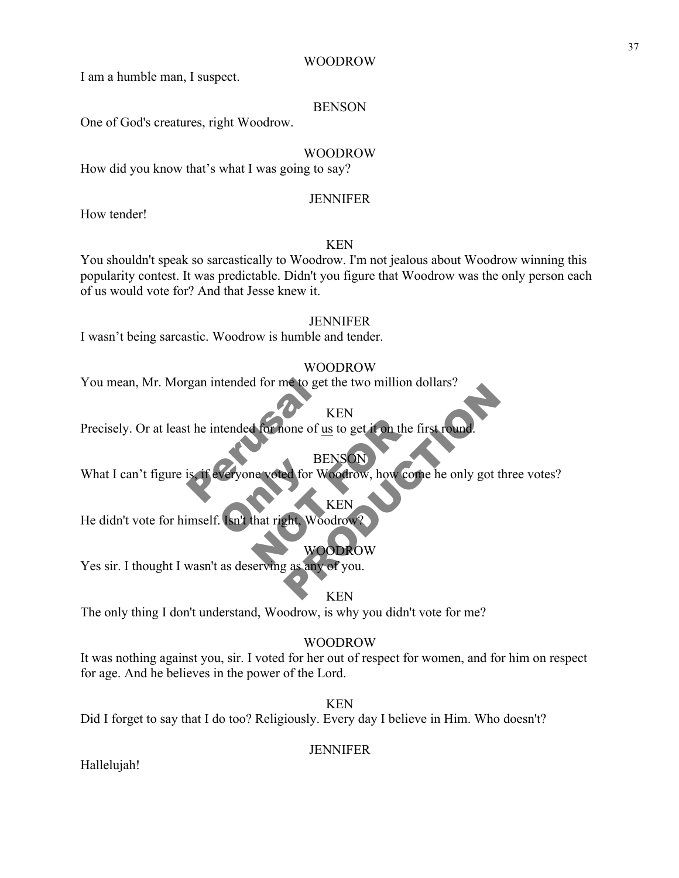WOODROW

I am a humble man, I suspect.

BENSON

One of God's creatures, right Woodrow.

WOODROW

How did you know that's what I was going to say?

JENNIFER

How tender!

KEN

You shouldn't speak so sarcastically to Woodrow. I'm not jealous about Woodrow winning this popularity contest. It was predictable. Didn't you figure that Woodrow was the only person each of us would vote for? And that Jesse knew it.

JENNIFER

I wasn't being sarcastic. Woodrow is humble and tender.

WOODROW

You mean, Mr. Morgan intended for me to get the two million dollars?

KEN

Precisely. Or at least he intended for none of <u>us</u> to get it on the first round.

BENSON

What I can't figure is, if everyone voted for Woodrow, how come he only got three votes?

KEN

He didn't vote for himself. Isn't that right, Woodrow?

WOODROW

Yes sir. I thought I wasn't as deserving as any of you.

KEN

The only thing I don't understand, Woodrow, is why you didn't vote for me?

WOODROW

It was nothing against you, sir. I voted for her out of respect for women, and for him on respect for age. And he believes in the power of the Lord.

KEN

Did I forget to say that I do too? Religiously. Every day I believe in Him. Who doesn't?

JENNIFER

Hallelujah!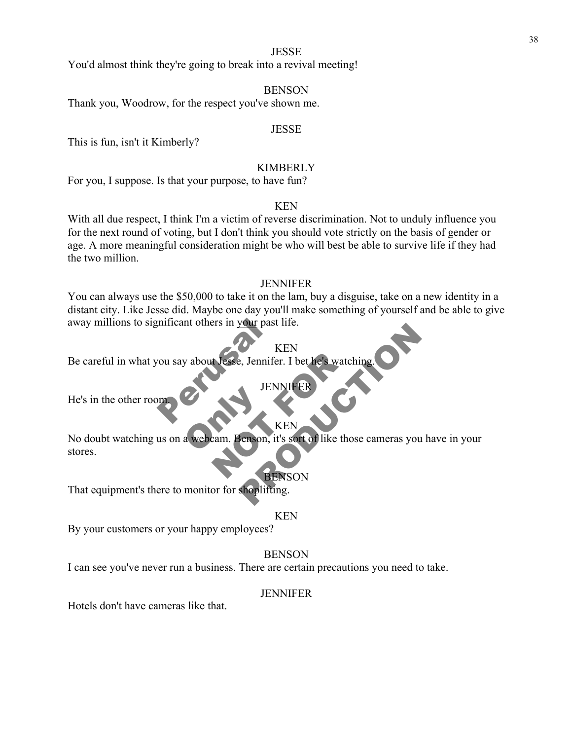JESSE

You'd almost think they're going to break into a revival meeting!

BENSON

Thank you, Woodrow, for the respect you've shown me.

JESSE

This is fun, isn't it Kimberly?

KIMBERLY

For you, I suppose. Is that your purpose, to have fun?

KEN

With all due respect, I think I'm a victim of reverse discrimination. Not to unduly influence you for the next round of voting, but I don't think you should vote strictly on the basis of gender or age. A more meaningful consideration might be who will best be able to survive life if they had the two million.

JENNIFER

You can always use the $50,000 to take it on the lam, buy a disguise, take on a new identity in a distant city. Like Jesse did. Maybe one day you'll make something of yourself and be able to give away millions to significant others in your past life.

KEN

Be careful in what you say about Jesse, Jennifer. I bet he's watching.

JENNIFER

He's in the other room.

KEN

No doubt watching us on a webcam. Benson, it's sort of like those cameras you have in your stores.

BENSON

That equipment's there to monitor for shoplifting.

KEN

By your customers or your happy employees?

BENSON

I can see you've never run a business. There are certain precautions you need to take.

JENNIFER

Hotels don't have cameras like that.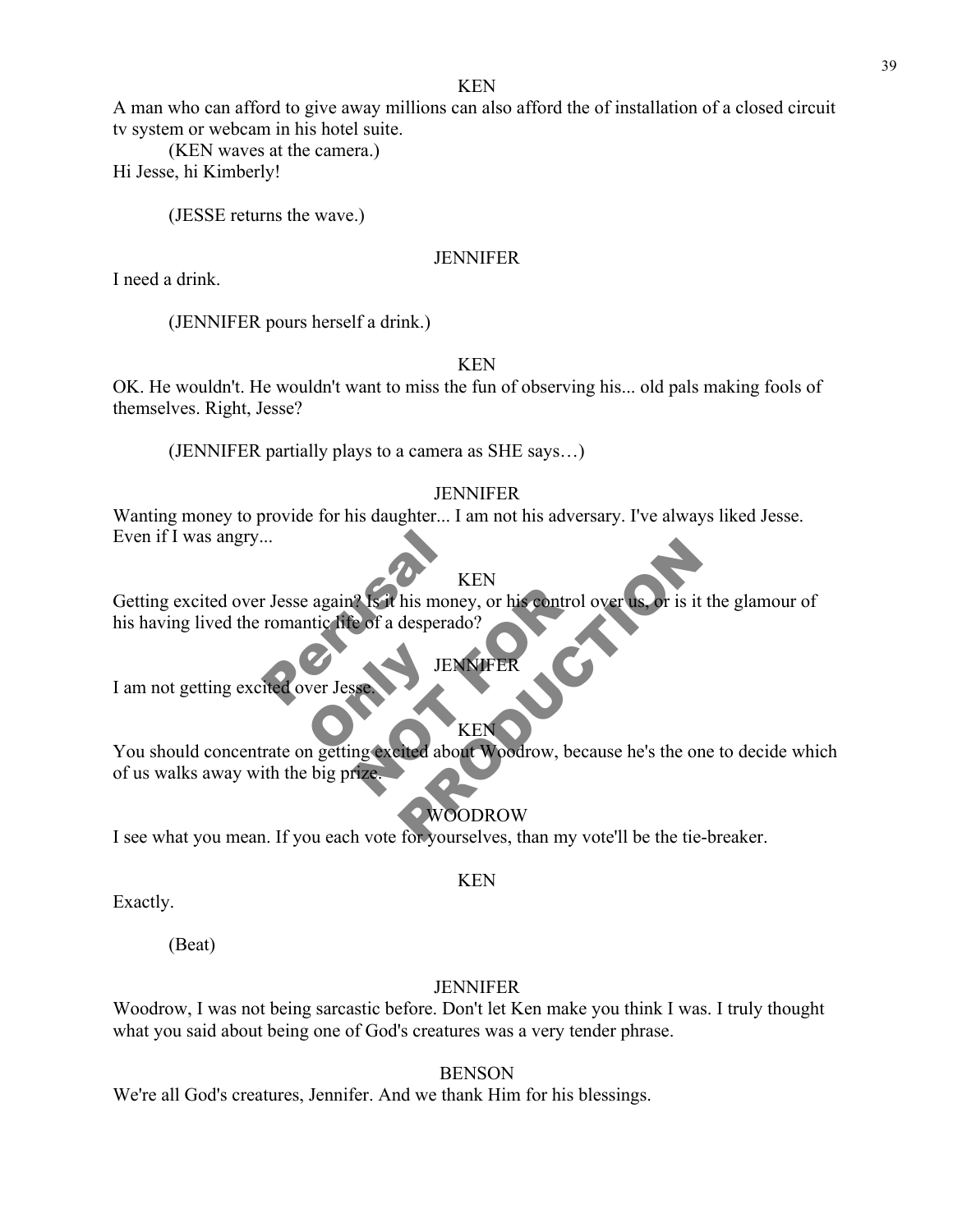KEN

A man who can afford to give away millions can also afford the of installation of a closed circuit tv system or webcam in his hotel suite.

(KEN waves at the camera.)

Hi Jesse, hi Kimberly!

(JESSE returns the wave.)

JENNIFER

I need a drink.

(JENNIFER pours herself a drink.)

KEN

OK. He wouldn't. He wouldn't want to miss the fun of observing his... old pals making fools of themselves. Right, Jesse?

(JENNIFER partially plays to a camera as SHE says…)

JENNIFER

Wanting money to provide for his daughter... I am not his adversary. I've always liked Jesse. Even if I was angry...

KEN

Getting excited over Jesse again? Is it his money, or his control over us, or is it the glamour of his having lived the romantic life of a desperado?

JENNIFER

I am not getting excited over Jesse.

KEN

You should concentrate on getting excited about Woodrow, because he's the one to decide which of us walks away with the big prize.

WOODROW

I see what you mean. If you each vote for yourselves, than my vote'll be the tie-breaker.

KEN

Exactly.

(Beat)

JENNIFER

Woodrow, I was not being sarcastic before. Don't let Ken make you think I was. I truly thought what you said about being one of God's creatures was a very tender phrase.

BENSON

We're all God's creatures, Jennifer. And we thank Him for his blessings.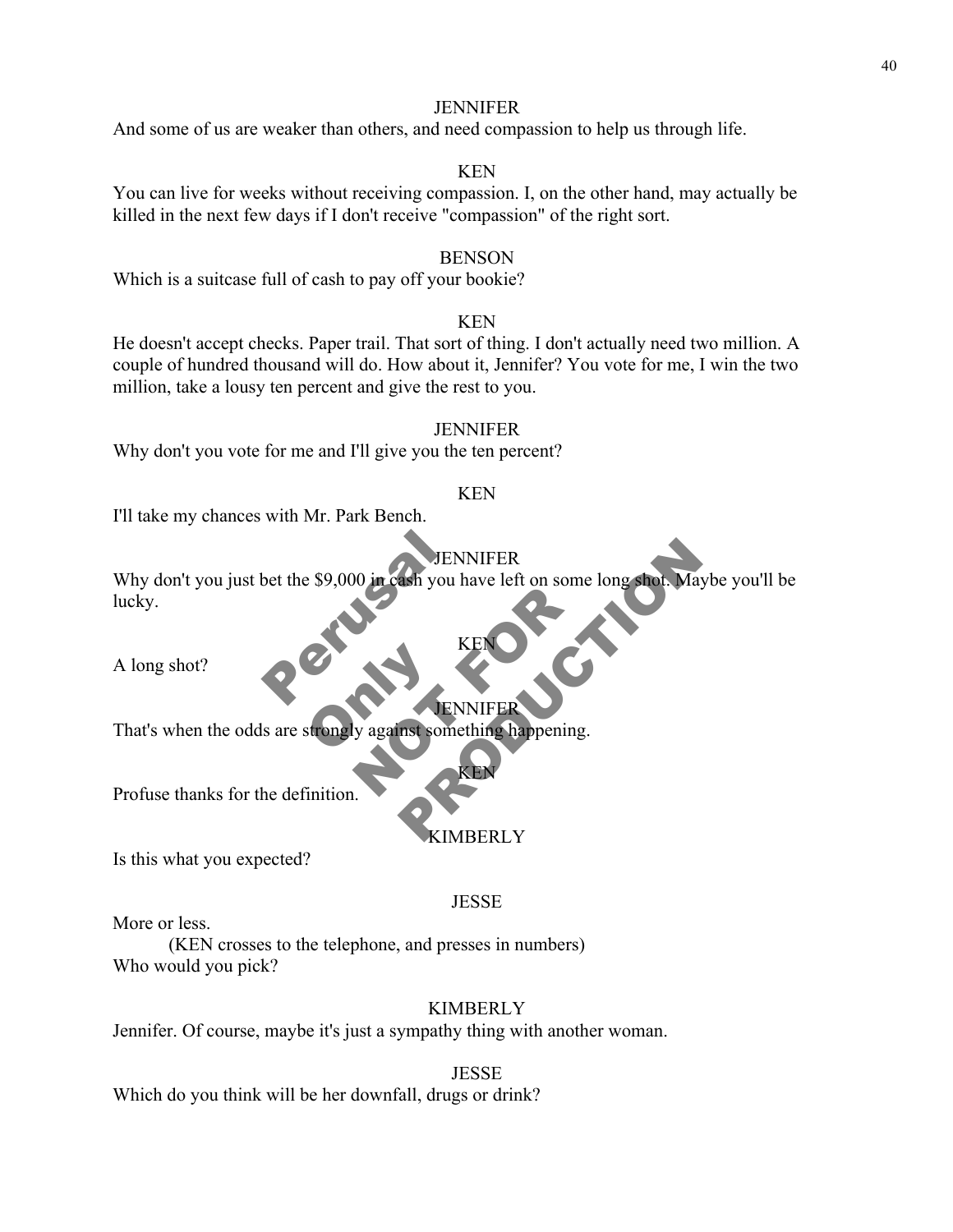JENNIFER

And some of us are weaker than others, and need compassion to help us through life.

KEN

You can live for weeks without receiving compassion. I, on the other hand, may actually be killed in the next few days if I don't receive "compassion" of the right sort.

BENSON

Which is a suitcase full of cash to pay off your bookie?

KEN

He doesn't accept checks. Paper trail. That sort of thing. I don't actually need two million. A couple of hundred thousand will do. How about it, Jennifer? You vote for me, I win the two million, take a lousy ten percent and give the rest to you.

JENNIFER

Why don't you vote for me and I'll give you the ten percent?

KEN

I'll take my chances with Mr. Park Bench.

JENNIFER

Why don't you just bet the $9,000 in cash you have left on some long shot. Maybe you'll be lucky.

KEN

A long shot?

JENNIFER

That's when the odds are strongly against something happening.

KEN

Profuse thanks for the definition.

KIMBERLY

Is this what you expected?

JESSE

More or less.

(KEN crosses to the telephone, and presses in numbers)

Who would you pick?

KIMBERLY

Jennifer. Of course, maybe it's just a sympathy thing with another woman.

JESSE

Which do you think will be her downfall, drugs or drink?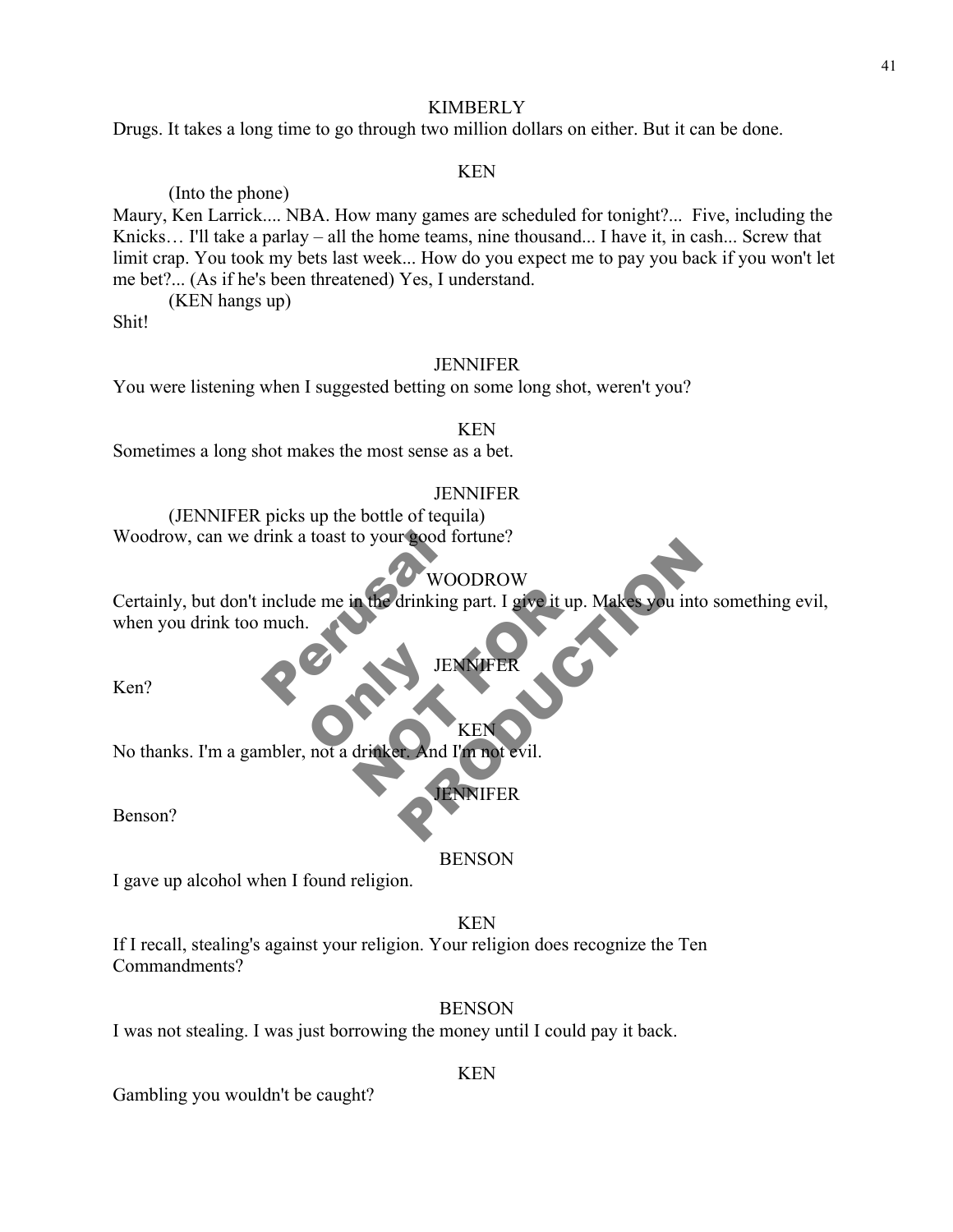KIMBERLY

Drugs. It takes a long time to go through two million dollars on either. But it can be done.

KEN

(Into the phone)

Maury, Ken Larrick.... NBA. How many games are scheduled for tonight?... Five, including the Knicks… I'll take a parlay – all the home teams, nine thousand... I have it, in cash... Screw that limit crap. You took my bets last week... How do you expect me to pay you back if you won't let me bet?... (As if he's been threatened) Yes, I understand.

(KEN hangs up)

Shit!

JENNIFER

You were listening when I suggested betting on some long shot, weren't you?

KEN

Sometimes a long shot makes the most sense as a bet.

JENNIFER

(JENNIFER picks up the bottle of tequila)

Woodrow, can we drink a toast to your good fortune?

WOODROW

Certainly, but don't include me in the drinking part. I give it up. Makes you into something evil, when you drink too much.

JENNIFER

Ken?

KEN

No thanks. I'm a gambler, not a drinker. And I'm not evil.

JENNIFER

Benson?

BENSON

I gave up alcohol when I found religion.

KEN

If I recall, stealing's against your religion. Your religion does recognize the Ten Commandments?

BENSON

I was not stealing. I was just borrowing the money until I could pay it back.

KEN

Gambling you wouldn't be caught?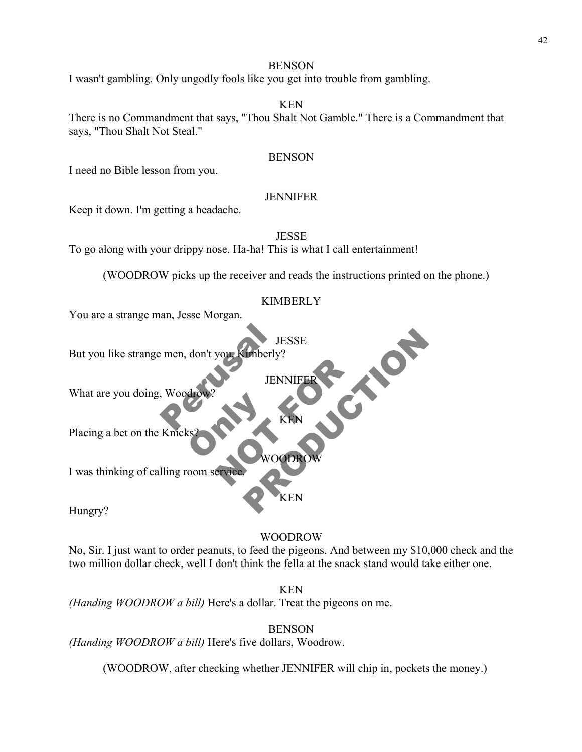BENSON

I wasn't gambling. Only ungodly fools like you get into trouble from gambling.

KEN

There is no Commandment that says, "Thou Shalt Not Gamble." There is a Commandment that says, "Thou Shalt Not Steal."

BENSON

I need no Bible lesson from you.

JENNIFER

Keep it down. I'm getting a headache.

JESSE

To go along with your drippy nose. Ha-ha! This is what I call entertainment!

(WOODROW picks up the receiver and reads the instructions printed on the phone.)

KIMBERLY

You are a strange man, Jesse Morgan.

JESSE

But you like strange men, don't you, Kimberly?

JENNIFER

What are you doing, Woodrow?

KEN

Placing a bet on the Knicks?

WOODROW

I was thinking of calling room service.

KEN

Hungry?

WOODROW

No, Sir. I just want to order peanuts, to feed the pigeons. And between my $10,000 check and the two million dollar check, well I don't think the fella at the snack stand would take either one.

KEN

*(Handing WOODROW a bill)* Here's a dollar. Treat the pigeons on me.

BENSON

*(Handing WOODROW a bill)* Here's five dollars, Woodrow.

(WOODROW, after checking whether JENNIFER will chip in, pockets the money.)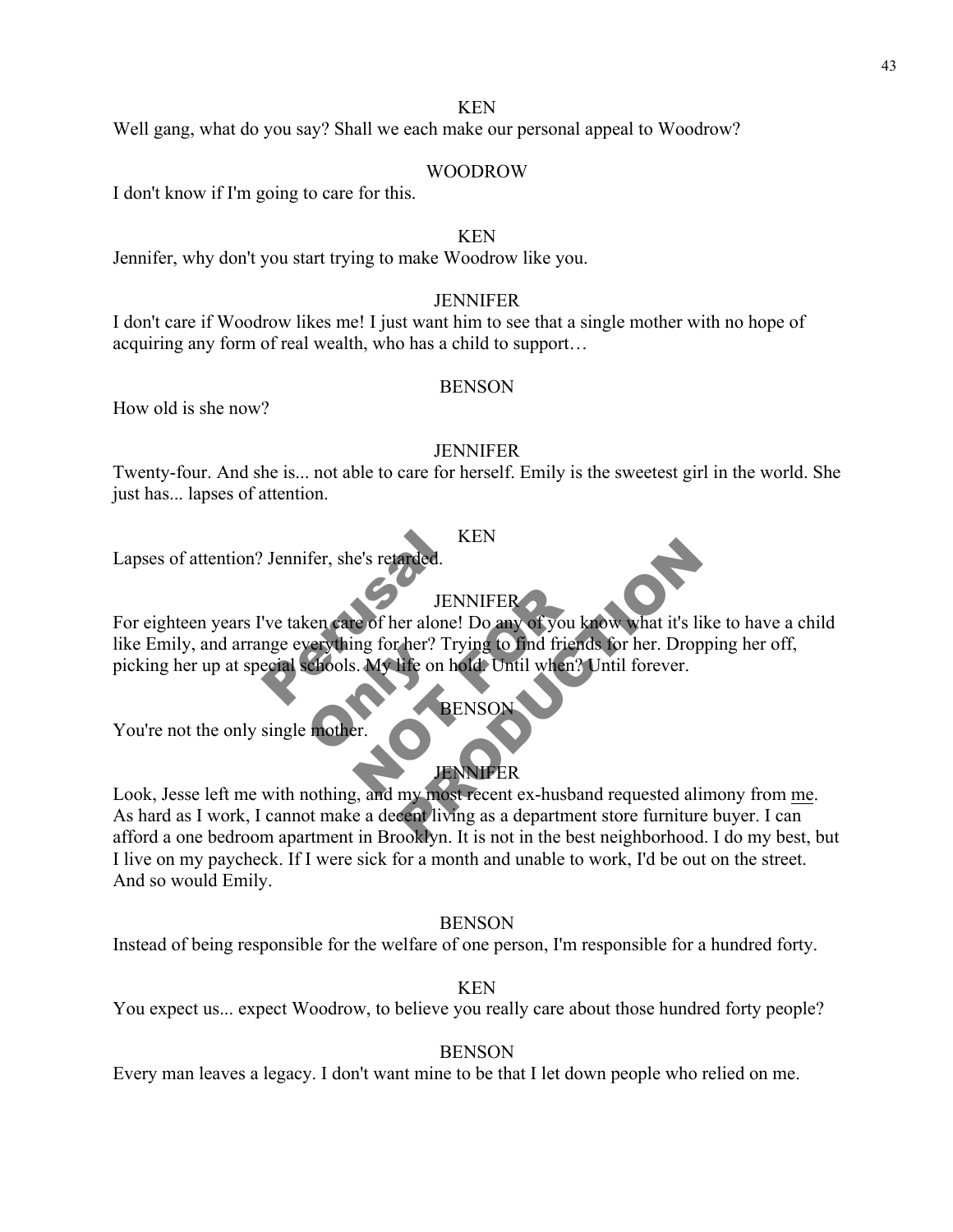KEN

Well gang, what do you say? Shall we each make our personal appeal to Woodrow?

WOODROW

I don't know if I'm going to care for this.

KEN

Jennifer, why don't you start trying to make Woodrow like you.

JENNIFER

I don't care if Woodrow likes me! I just want him to see that a single mother with no hope of acquiring any form of real wealth, who has a child to support…

BENSON

How old is she now?

JENNIFER

Twenty-four. And she is... not able to care for herself. Emily is the sweetest girl in the world. She just has... lapses of attention.

KEN

Lapses of attention? Jennifer, she's retarded.

JENNIFER

For eighteen years I've taken care of her alone! Do any of you know what it's like to have a child like Emily, and arrange everything for her? Trying to find friends for her. Dropping her off, picking her up at special schools. My life on hold. Until when? Until forever.

BENSON

You're not the only single mother.

JENNIFER

Look, Jesse left me with nothing, and my most recent ex-husband requested alimony from <u>me</u>. As hard as I work, I cannot make a decent living as a department store furniture buyer. I can afford a one bedroom apartment in Brooklyn. It is not in the best neighborhood. I do my best, but I live on my paycheck. If I were sick for a month and unable to work, I'd be out on the street. And so would Emily.

BENSON

Instead of being responsible for the welfare of one person, I'm responsible for a hundred forty.

KEN

You expect us... expect Woodrow, to believe you really care about those hundred forty people?

BENSON

Every man leaves a legacy. I don't want mine to be that I let down people who relied on me.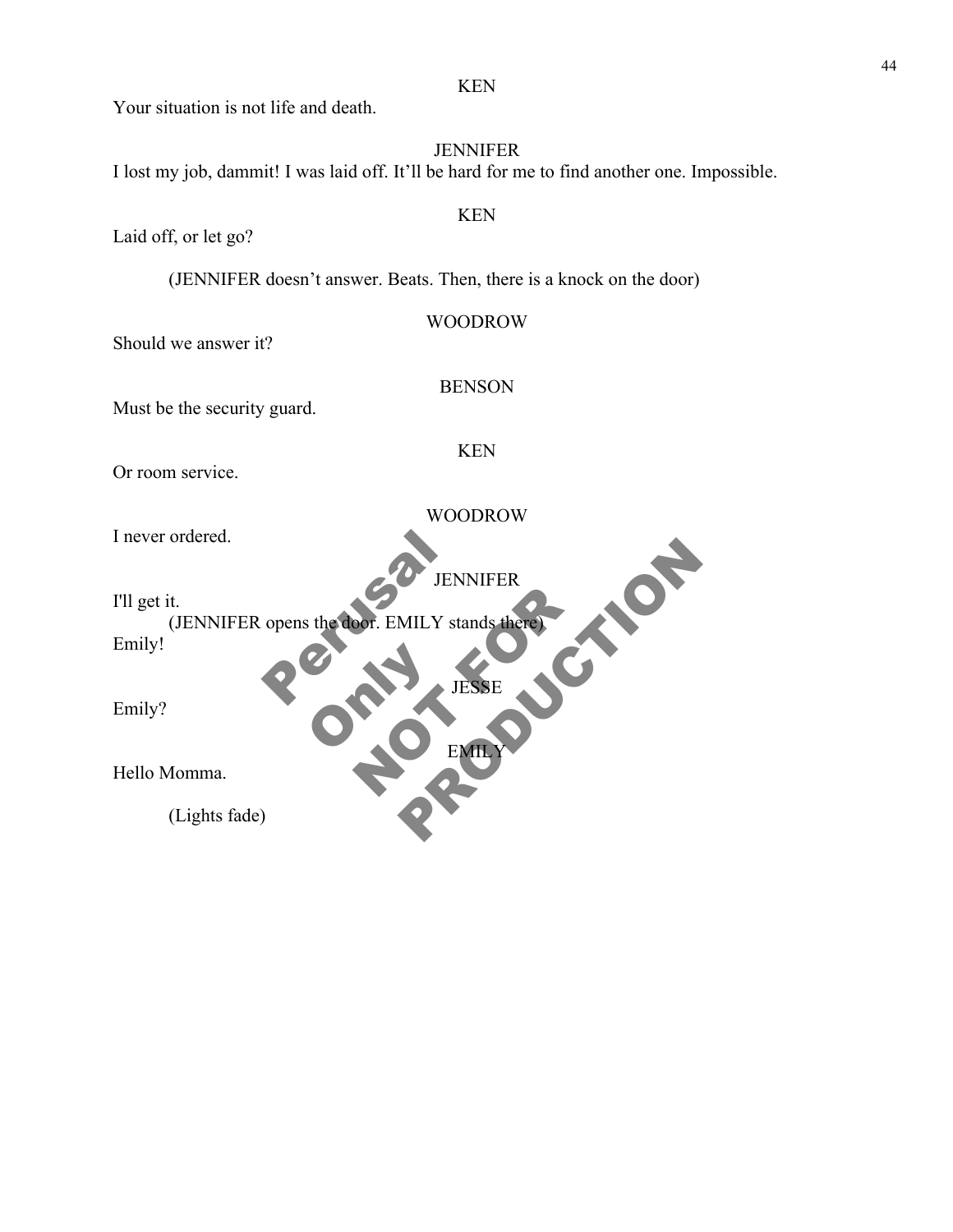KEN

Your situation is not life and death.

JENNIFER

I lost my job, dammit! I was laid off. It'll be hard for me to find another one. Impossible.

KEN

Laid off, or let go?

(JENNIFER doesn't answer. Beats. Then, there is a knock on the door)

WOODROW

Should we answer it?

BENSON

Must be the security guard.

KEN

Or room service.

WOODROW

I never ordered.

JENNIFER

I'll get it.

(JENNIFER opens the door. EMILY stands there)

Emily!

JESSE

Emily?

EMILY

Hello Momma.

(Lights fade)